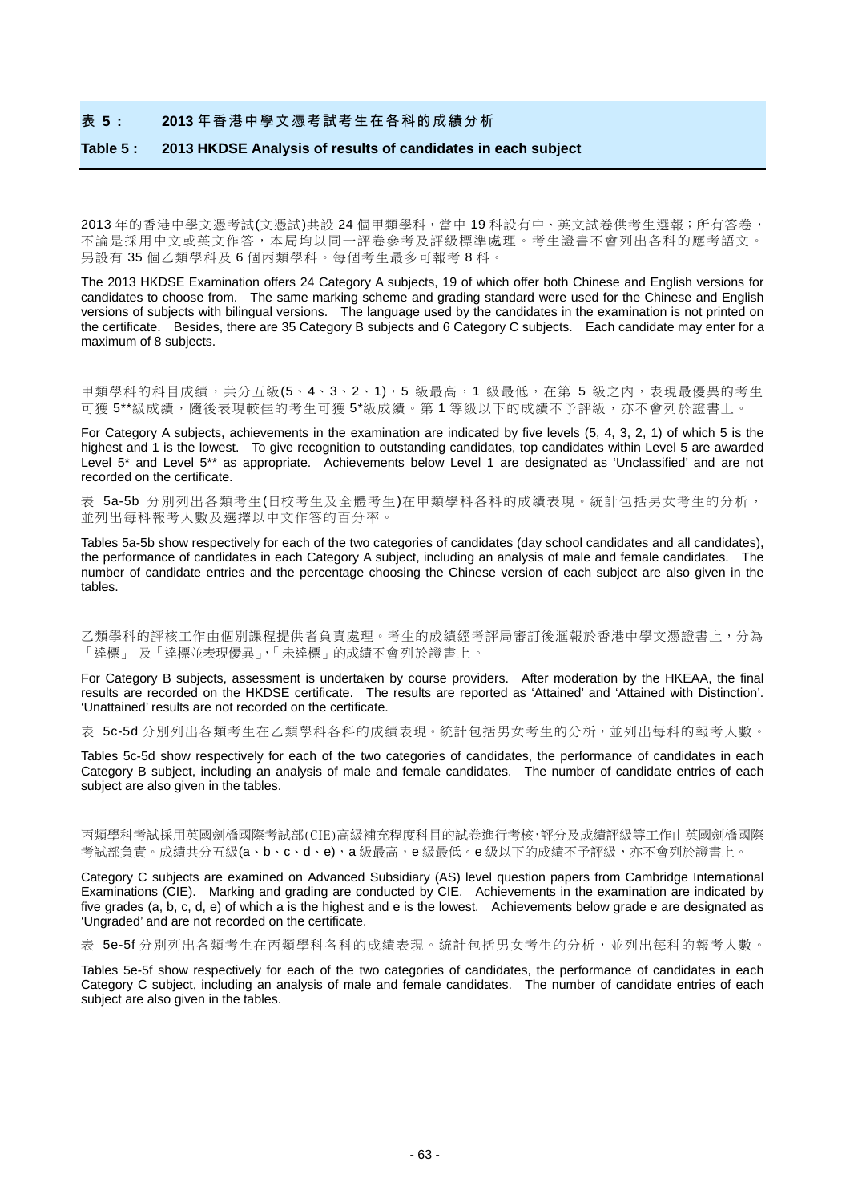## 表 5： 2013 年香港中學文憑考試考生在各科的成績分析

## Table 5 : 2013 HKDSE Analysis of results of candidates in each subject

2013 年的香港中學文憑考試(文憑試)共設 24 個甲類學科，當中 19 科設有中、英文試卷供考生選報；所有答卷，不論是採用中文或英文作答，本局均以同一評卷參考及評級標準處理。考生證書不會列出各科的應考語文。另設有 35 個乙類學科及 6 個丙類學科。每個考生最多可報考 8 科。

The 2013 HKDSE Examination offers 24 Category A subjects, 19 of which offer both Chinese and English versions for candidates to choose from. The same marking scheme and grading standard were used for the Chinese and English versions of subjects with bilingual versions. The language used by the candidates in the examination is not printed on the certificate. Besides, there are 35 Category B subjects and 6 Category C subjects. Each candidate may enter for a maximum of 8 subjects.

甲類學科的科目成績，共分五級(5、4、3、2、1)，5 級最高，1 級最低，在第 5 級之內，表現最優異的考生可獲 5**級成績，隨後表現較佳的考生可獲 5*級成績。第 1 等級以下的成績不予評級，亦不會列於證書上。

For Category A subjects, achievements in the examination are indicated by five levels (5, 4, 3, 2, 1) of which 5 is the highest and 1 is the lowest. To give recognition to outstanding candidates, top candidates within Level 5 are awarded Level 5* and Level 5** as appropriate. Achievements below Level 1 are designated as 'Unclassified' and are not recorded on the certificate.

表 5a-5b 分別列出各類考生(日校考生及全體考生)在甲類學科各科的成績表現。統計包括男女考生的分析，並列出每科報考人數及選擇以中文作答的百分率。

Tables 5a-5b show respectively for each of the two categories of candidates (day school candidates and all candidates), the performance of candidates in each Category A subject, including an analysis of male and female candidates. The number of candidate entries and the percentage choosing the Chinese version of each subject are also given in the tables.

乙類學科的評核工作由個別課程提供者負責處理。考生的成績經考評局審訂後滙報於香港中學文憑證書上，分為「達標」 及「達標並表現優異」,「未達標」的成績不會列於證書上。

For Category B subjects, assessment is undertaken by course providers. After moderation by the HKEAA, the final results are recorded on the HKDSE certificate. The results are reported as 'Attained' and 'Attained with Distinction'. 'Unattained' results are not recorded on the certificate.

表 5c-5d 分別列出各類考生在乙類學科各科的成績表現。統計包括男女考生的分析，並列出每科的報考人數。

Tables 5c-5d show respectively for each of the two categories of candidates, the performance of candidates in each Category B subject, including an analysis of male and female candidates. The number of candidate entries of each subject are also given in the tables.

丙類學科考試採用英國劍橋國際考試部(CIE)高級補充程度科目的試卷進行考核,評分及成績評級等工作由英國劍橋國際考試部負責。成績共分五級(a、b、c、d、e)，a 級最高，e 級最低。e 級以下的成績不予評級，亦不會列於證書上。

Category C subjects are examined on Advanced Subsidiary (AS) level question papers from Cambridge International Examinations (CIE). Marking and grading are conducted by CIE. Achievements in the examination are indicated by five grades (a, b, c, d, e) of which a is the highest and e is the lowest. Achievements below grade e are designated as 'Ungraded' and are not recorded on the certificate.

表 5e-5f 分別列出各類考生在丙類學科各科的成績表現。統計包括男女考生的分析，並列出每科的報考人數。

Tables 5e-5f show respectively for each of the two categories of candidates, the performance of candidates in each Category C subject, including an analysis of male and female candidates. The number of candidate entries of each subject are also given in the tables.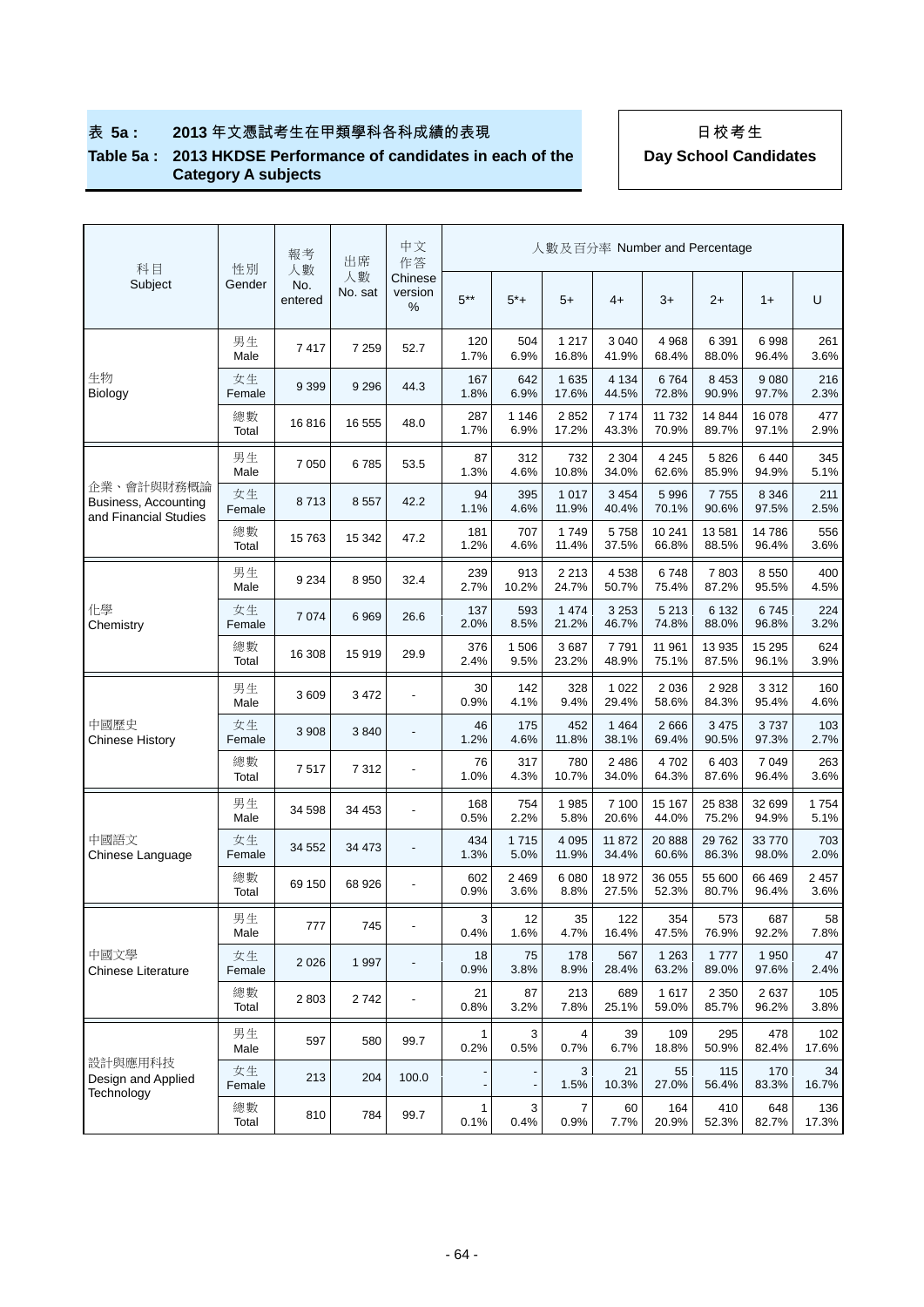# 表 5a : 2013 年文憑試考生在甲類學科各科成績的表現
## Table 5a : 2013 HKDSE Performance of candidates in each of the Category A subjects

**日校考生**
**Day School Candidates**

| 科目 Subject | 性別 Gender | 報考人數 No. entered | 出席人數 No. sat | 中文作答 Chinese version % | 人數及百分率 Number and Percentage | | | | | | | |
|---|---|---|---|---|---|---|---|---|---|---|---|---|
| | | | | | 5** | 5*+ | 5+ | 4+ | 3+ | 2+ | 1+ | U |
| 生物 Biology | 男生 Male | 7 417 | 7 259 | 52.7 | 120 1.7% | 504 6.9% | 1 217 16.8% | 3 040 41.9% | 4 968 68.4% | 6 391 88.0% | 6 998 96.4% | 261 3.6% |
| | 女生 Female | 9 399 | 9 296 | 44.3 | 167 1.8% | 642 6.9% | 1 635 17.6% | 4 134 44.5% | 6 764 72.8% | 8 453 90.9% | 9 080 97.7% | 216 2.3% |
| | 總數 Total | 16 816 | 16 555 | 48.0 | 287 1.7% | 1 146 6.9% | 2 852 17.2% | 7 174 43.3% | 11 732 70.9% | 14 844 89.7% | 16 078 97.1% | 477 2.9% |
| 企業、會計與財務概論 Business, Accounting and Financial Studies | 男生 Male | 7 050 | 6 785 | 53.5 | 87 1.3% | 312 4.6% | 732 10.8% | 2 304 34.0% | 4 245 62.6% | 5 826 85.9% | 6 440 94.9% | 345 5.1% |
| | 女生 Female | 8 713 | 8 557 | 42.2 | 94 1.1% | 395 4.6% | 1 017 11.9% | 3 454 40.4% | 5 996 70.1% | 7 755 90.6% | 8 346 97.5% | 211 2.5% |
| | 總數 Total | 15 763 | 15 342 | 47.2 | 181 1.2% | 707 4.6% | 1 749 11.4% | 5 758 37.5% | 10 241 66.8% | 13 581 88.5% | 14 786 96.4% | 556 3.6% |
| 化學 Chemistry | 男生 Male | 9 234 | 8 950 | 32.4 | 239 2.7% | 913 10.2% | 2 213 24.7% | 4 538 50.7% | 6 748 75.4% | 7 803 87.2% | 8 550 95.5% | 400 4.5% |
| | 女生 Female | 7 074 | 6 969 | 26.6 | 137 2.0% | 593 8.5% | 1 474 21.2% | 3 253 46.7% | 5 213 74.8% | 6 132 88.0% | 6 745 96.8% | 224 3.2% |
| | 總數 Total | 16 308 | 15 919 | 29.9 | 376 2.4% | 1 506 9.5% | 3 687 23.2% | 7 791 48.9% | 11 961 75.1% | 13 935 87.5% | 15 295 96.1% | 624 3.9% |
| 中國歷史 Chinese History | 男生 Male | 3 609 | 3 472 | - | 30 0.9% | 142 4.1% | 328 9.4% | 1 022 29.4% | 2 036 58.6% | 2 928 84.3% | 3 312 95.4% | 160 4.6% |
| | 女生 Female | 3 908 | 3 840 | - | 46 1.2% | 175 4.6% | 452 11.8% | 1 464 38.1% | 2 666 69.4% | 3 475 90.5% | 3 737 97.3% | 103 2.7% |
| | 總數 Total | 7 517 | 7 312 | - | 76 1.0% | 317 4.3% | 780 10.7% | 2 486 34.0% | 4 702 64.3% | 6 403 87.6% | 7 049 96.4% | 263 3.6% |
| 中國語文 Chinese Language | 男生 Male | 34 598 | 34 453 | - | 168 0.5% | 754 2.2% | 1 985 5.8% | 7 100 20.6% | 15 167 44.0% | 25 838 75.2% | 32 699 94.9% | 1 754 5.1% |
| | 女生 Female | 34 552 | 34 473 | - | 434 1.3% | 1 715 5.0% | 4 095 11.9% | 11 872 34.4% | 20 888 60.6% | 29 762 86.3% | 33 770 98.0% | 703 2.0% |
| | 總數 Total | 69 150 | 68 926 | - | 602 0.9% | 2 469 3.6% | 6 080 8.8% | 18 972 27.5% | 36 055 52.3% | 55 600 80.7% | 66 469 96.4% | 2 457 3.6% |
| 中國文學 Chinese Literature | 男生 Male | 777 | 745 | - | 3 0.4% | 12 1.6% | 35 4.7% | 122 16.4% | 354 47.5% | 573 76.9% | 687 92.2% | 58 7.8% |
| | 女生 Female | 2 026 | 1 997 | - | 18 0.9% | 75 3.8% | 178 8.9% | 567 28.4% | 1 263 63.2% | 1 777 89.0% | 1 950 97.6% | 47 2.4% |
| | 總數 Total | 2 803 | 2 742 | - | 21 0.8% | 87 3.2% | 213 7.8% | 689 25.1% | 1 617 59.0% | 2 350 85.7% | 2 637 96.2% | 105 3.8% |
| 設計與應用科技 Design and Applied Technology | 男生 Male | 597 | 580 | 99.7 | 1 0.2% | 3 0.5% | 4 0.7% | 39 6.7% | 109 18.8% | 295 50.9% | 478 82.4% | 102 17.6% |
| | 女生 Female | 213 | 204 | 100.0 | - - | - - | 3 1.5% | 21 10.3% | 55 27.0% | 115 56.4% | 170 83.3% | 34 16.7% |
| | 總數 Total | 810 | 784 | 99.7 | 1 0.1% | 3 0.4% | 7 0.9% | 60 7.7% | 164 20.9% | 410 52.3% | 648 82.7% | 136 17.3% |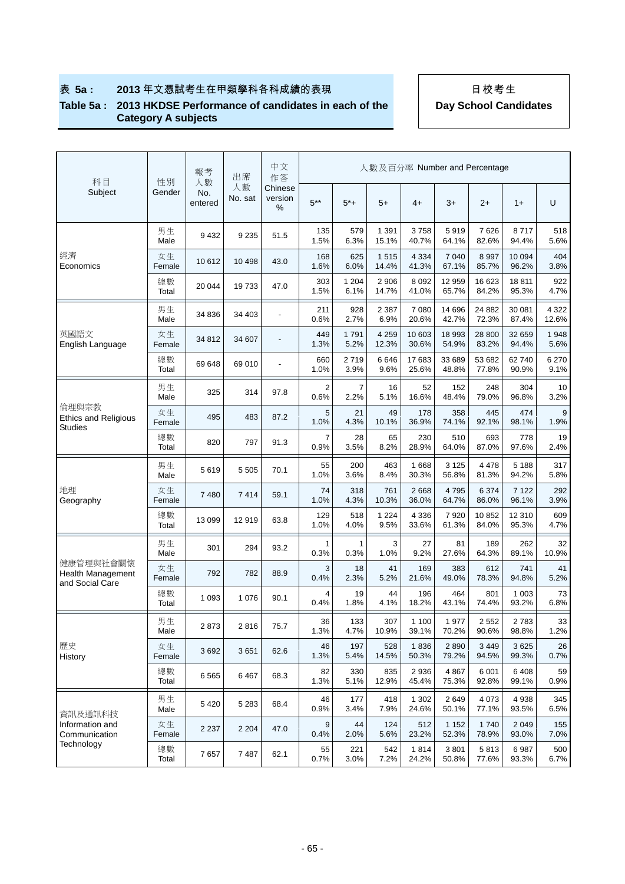**表 5a： 2013 年文憑試考生在甲類學科各科成績的表現**

**Table 5a : 2013 HKDSE Performance of candidates in each of the Category A subjects**

**日校考生**

**Day School Candidates**

| 科目 Subject | 性別 Gender | 報考人數 No. entered | 出席人數 No. sat | 中文作答 Chinese version % | 人數及百分率 Number and Percentage | | | | | | | |
|---|---|---|---|---|---|---|---|---|---|---|---|---|
| | | | | | 5** | 5*+ | 5+ | 4+ | 3+ | 2+ | 1+ | U |
| 經濟 Economics | 男生 Male | 9 432 | 9 235 | 51.5 | 135 1.5% | 579 6.3% | 1 391 15.1% | 3 758 40.7% | 5 919 64.1% | 7 626 82.6% | 8 717 94.4% | 518 5.6% |
| | 女生 Female | 10 612 | 10 498 | 43.0 | 168 1.6% | 625 6.0% | 1 515 14.4% | 4 334 41.3% | 7 040 67.1% | 8 997 85.7% | 10 094 96.2% | 404 3.8% |
| | 總數 Total | 20 044 | 19 733 | 47.0 | 303 1.5% | 1 204 6.1% | 2 906 14.7% | 8 092 41.0% | 12 959 65.7% | 16 623 84.2% | 18 811 95.3% | 922 4.7% |
| 英國語文 English Language | 男生 Male | 34 836 | 34 403 | - | 211 0.6% | 928 2.7% | 2 387 6.9% | 7 080 20.6% | 14 696 42.7% | 24 882 72.3% | 30 081 87.4% | 4 322 12.6% |
| | 女生 Female | 34 812 | 34 607 | - | 449 1.3% | 1 791 5.2% | 4 259 12.3% | 10 603 30.6% | 18 993 54.9% | 28 800 83.2% | 32 659 94.4% | 1 948 5.6% |
| | 總數 Total | 69 648 | 69 010 | - | 660 1.0% | 2 719 3.9% | 6 646 9.6% | 17 683 25.6% | 33 689 48.8% | 53 682 77.8% | 62 740 90.9% | 6 270 9.1% |
| 倫理與宗教 Ethics and Religious Studies | 男生 Male | 325 | 314 | 97.8 | 2 0.6% | 7 2.2% | 16 5.1% | 52 16.6% | 152 48.4% | 248 79.0% | 304 96.8% | 10 3.2% |
| | 女生 Female | 495 | 483 | 87.2 | 5 1.0% | 21 4.3% | 49 10.1% | 178 36.9% | 358 74.1% | 445 92.1% | 474 98.1% | 9 1.9% |
| | 總數 Total | 820 | 797 | 91.3 | 7 0.9% | 28 3.5% | 65 8.2% | 230 28.9% | 510 64.0% | 693 87.0% | 778 97.6% | 19 2.4% |
| 地理 Geography | 男生 Male | 5 619 | 5 505 | 70.1 | 55 1.0% | 200 3.6% | 463 8.4% | 1 668 30.3% | 3 125 56.8% | 4 478 81.3% | 5 188 94.2% | 317 5.8% |
| | 女生 Female | 7 480 | 7 414 | 59.1 | 74 1.0% | 318 4.3% | 761 10.3% | 2 668 36.0% | 4 795 64.7% | 6 374 86.0% | 7 122 96.1% | 292 3.9% |
| | 總數 Total | 13 099 | 12 919 | 63.8 | 129 1.0% | 518 4.0% | 1 224 9.5% | 4 336 33.6% | 7 920 61.3% | 10 852 84.0% | 12 310 95.3% | 609 4.7% |
| 健康管理與社會關懷 Health Management and Social Care | 男生 Male | 301 | 294 | 93.2 | 1 0.3% | 1 0.3% | 3 1.0% | 27 9.2% | 81 27.6% | 189 64.3% | 262 89.1% | 32 10.9% |
| | 女生 Female | 792 | 782 | 88.9 | 3 0.4% | 18 2.3% | 41 5.2% | 169 21.6% | 383 49.0% | 612 78.3% | 741 94.8% | 41 5.2% |
| | 總數 Total | 1 093 | 1 076 | 90.1 | 4 0.4% | 19 1.8% | 44 4.1% | 196 18.2% | 464 43.1% | 801 74.4% | 1 003 93.2% | 73 6.8% |
| 歷史 History | 男生 Male | 2 873 | 2 816 | 75.7 | 36 1.3% | 133 4.7% | 307 10.9% | 1 100 39.1% | 1 977 70.2% | 2 552 90.6% | 2 783 98.8% | 33 1.2% |
| | 女生 Female | 3 692 | 3 651 | 62.6 | 46 1.3% | 197 5.4% | 528 14.5% | 1 836 50.3% | 2 890 79.2% | 3 449 94.5% | 3 625 99.3% | 26 0.7% |
| | 總數 Total | 6 565 | 6 467 | 68.3 | 82 1.3% | 330 5.1% | 835 12.9% | 2 936 45.4% | 4 867 75.3% | 6 001 92.8% | 6 408 99.1% | 59 0.9% |
| 資訊及通訊科技 Information and Communication Technology | 男生 Male | 5 420 | 5 283 | 68.4 | 46 0.9% | 177 3.4% | 418 7.9% | 1 302 24.6% | 2 649 50.1% | 4 073 77.1% | 4 938 93.5% | 345 6.5% |
| | 女生 Female | 2 237 | 2 204 | 47.0 | 9 0.4% | 44 2.0% | 124 5.6% | 512 23.2% | 1 152 52.3% | 1 740 78.9% | 2 049 93.0% | 155 7.0% |
| | 總數 Total | 7 657 | 7 487 | 62.1 | 55 0.7% | 221 3.0% | 542 7.2% | 1 814 24.2% | 3 801 50.8% | 5 813 77.6% | 6 987 93.3% | 500 6.7% |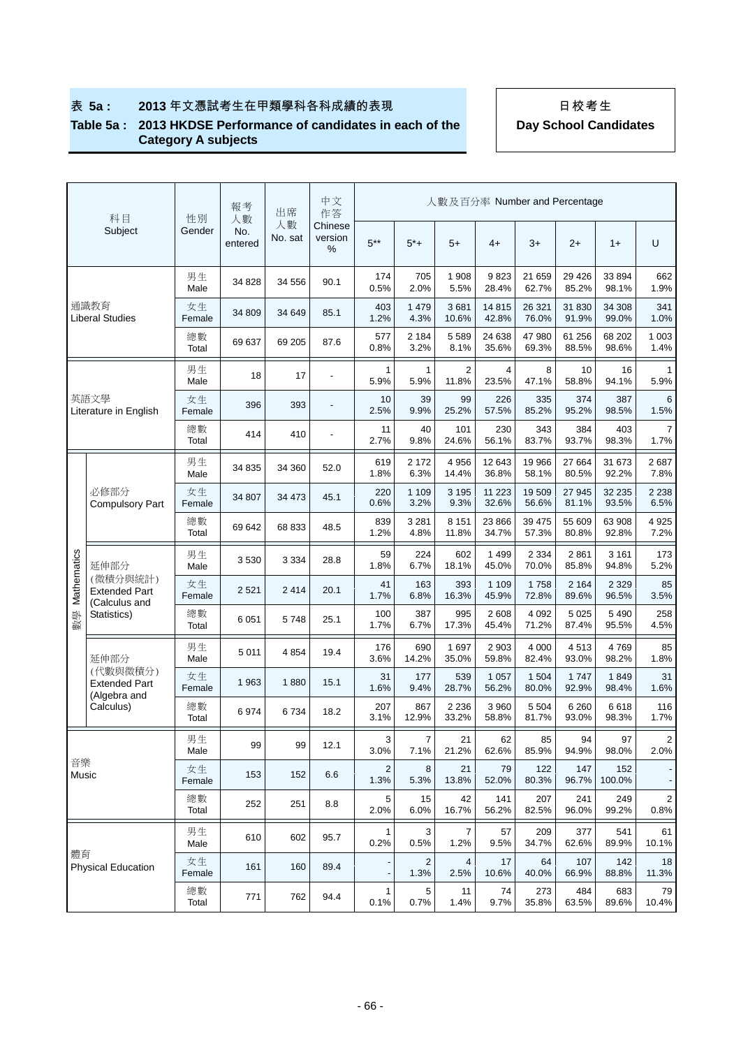**表 5a : 2013 年文憑試考生在甲類學科各科成績的表現**

**Table 5a : 2013 HKDSE Performance of candidates in each of the Category A subjects**

**日校考生**

**Day School Candidates**

| 科目 Subject | | 性別 Gender | 報考人數 No. entered | 出席人數 No. sat | 中文作答 Chinese version % | 人數及百分率 Number and Percentage | | | | | | | |
|---|---|---|---|---|---|---|---|---|---|---|---|---|---|
| | | | | | | 5** | 5*+ | 5+ | 4+ | 3+ | 2+ | 1+ | U |
| 通識教育 Liberal Studies | | 男生 Male | 34 828 | 34 556 | 90.1 | 174 0.5% | 705 2.0% | 1 908 5.5% | 9 823 28.4% | 21 659 62.7% | 29 426 85.2% | 33 894 98.1% | 662 1.9% |
| | | 女生 Female | 34 809 | 34 649 | 85.1 | 403 1.2% | 1 479 4.3% | 3 681 10.6% | 14 815 42.8% | 26 321 76.0% | 31 830 91.9% | 34 308 99.0% | 341 1.0% |
| | | 總數 Total | 69 637 | 69 205 | 87.6 | 577 0.8% | 2 184 3.2% | 5 589 8.1% | 24 638 35.6% | 47 980 69.3% | 61 256 88.5% | 68 202 98.6% | 1 003 1.4% |
| 英語文學 Literature in English | | 男生 Male | 18 | 17 | - | 1 5.9% | 1 5.9% | 2 11.8% | 4 23.5% | 8 47.1% | 10 58.8% | 16 94.1% | 1 5.9% |
| | | 女生 Female | 396 | 393 | - | 10 2.5% | 39 9.9% | 99 25.2% | 226 57.5% | 335 85.2% | 374 95.2% | 387 98.5% | 6 1.5% |
| | | 總數 Total | 414 | 410 | - | 11 2.7% | 40 9.8% | 101 24.6% | 230 56.1% | 343 83.7% | 384 93.7% | 403 98.3% | 7 1.7% |
| 數學 Mathematics | 必修部分 Compulsory Part | 男生 Male | 34 835 | 34 360 | 52.0 | 619 1.8% | 2 172 6.3% | 4 956 14.4% | 12 643 36.8% | 19 966 58.1% | 27 664 80.5% | 31 673 92.2% | 2 687 7.8% |
| | | 女生 Female | 34 807 | 34 473 | 45.1 | 220 0.6% | 1 109 3.2% | 3 195 9.3% | 11 223 32.6% | 19 509 56.6% | 27 945 81.1% | 32 235 93.5% | 2 238 6.5% |
| | | 總數 Total | 69 642 | 68 833 | 48.5 | 839 1.2% | 3 281 4.8% | 8 151 11.8% | 23 866 34.7% | 39 475 57.3% | 55 609 80.8% | 63 908 92.8% | 4 925 7.2% |
| | 延伸部分 (微積分與統計) Extended Part (Calculus and Statistics) | 男生 Male | 3 530 | 3 334 | 28.8 | 59 1.8% | 224 6.7% | 602 18.1% | 1 499 45.0% | 2 334 70.0% | 2 861 85.8% | 3 161 94.8% | 173 5.2% |
| | | 女生 Female | 2 521 | 2 414 | 20.1 | 41 1.7% | 163 6.8% | 393 16.3% | 1 109 45.9% | 1 758 72.8% | 2 164 89.6% | 2 329 96.5% | 85 3.5% |
| | | 總數 Total | 6 051 | 5 748 | 25.1 | 100 1.7% | 387 6.7% | 995 17.3% | 2 608 45.4% | 4 092 71.2% | 5 025 87.4% | 5 490 95.5% | 258 4.5% |
| | 延伸部分 (代數與微積分) Extended Part (Algebra and Calculus) | 男生 Male | 5 011 | 4 854 | 19.4 | 176 3.6% | 690 14.2% | 1 697 35.0% | 2 903 59.8% | 4 000 82.4% | 4 513 93.0% | 4 769 98.2% | 85 1.8% |
| | | 女生 Female | 1 963 | 1 880 | 15.1 | 31 1.6% | 177 9.4% | 539 28.7% | 1 057 56.2% | 1 504 80.0% | 1 747 92.9% | 1 849 98.4% | 31 1.6% |
| | | 總數 Total | 6 974 | 6 734 | 18.2 | 207 3.1% | 867 12.9% | 2 236 33.2% | 3 960 58.8% | 5 504 81.7% | 6 260 93.0% | 6 618 98.3% | 116 1.7% |
| 音樂 Music | | 男生 Male | 99 | 99 | 12.1 | 3 3.0% | 7 7.1% | 21 21.2% | 62 62.6% | 85 85.9% | 94 94.9% | 97 98.0% | 2 2.0% |
| | | 女生 Female | 153 | 152 | 6.6 | 2 1.3% | 8 5.3% | 21 13.8% | 79 52.0% | 122 80.3% | 147 96.7% | 152 100.0% | - - |
| | | 總數 Total | 252 | 251 | 8.8 | 5 2.0% | 15 6.0% | 42 16.7% | 141 56.2% | 207 82.5% | 241 96.0% | 249 99.2% | 2 0.8% |
| 體育 Physical Education | | 男生 Male | 610 | 602 | 95.7 | 1 0.2% | 3 0.5% | 7 1.2% | 57 9.5% | 209 34.7% | 377 62.6% | 541 89.9% | 61 10.1% |
| | | 女生 Female | 161 | 160 | 89.4 | - - | 2 1.3% | 4 2.5% | 17 10.6% | 64 40.0% | 107 66.9% | 142 88.8% | 18 11.3% |
| | | 總數 Total | 771 | 762 | 94.4 | 1 0.1% | 5 0.7% | 11 1.4% | 74 9.7% | 273 35.8% | 484 63.5% | 683 89.6% | 79 10.4% |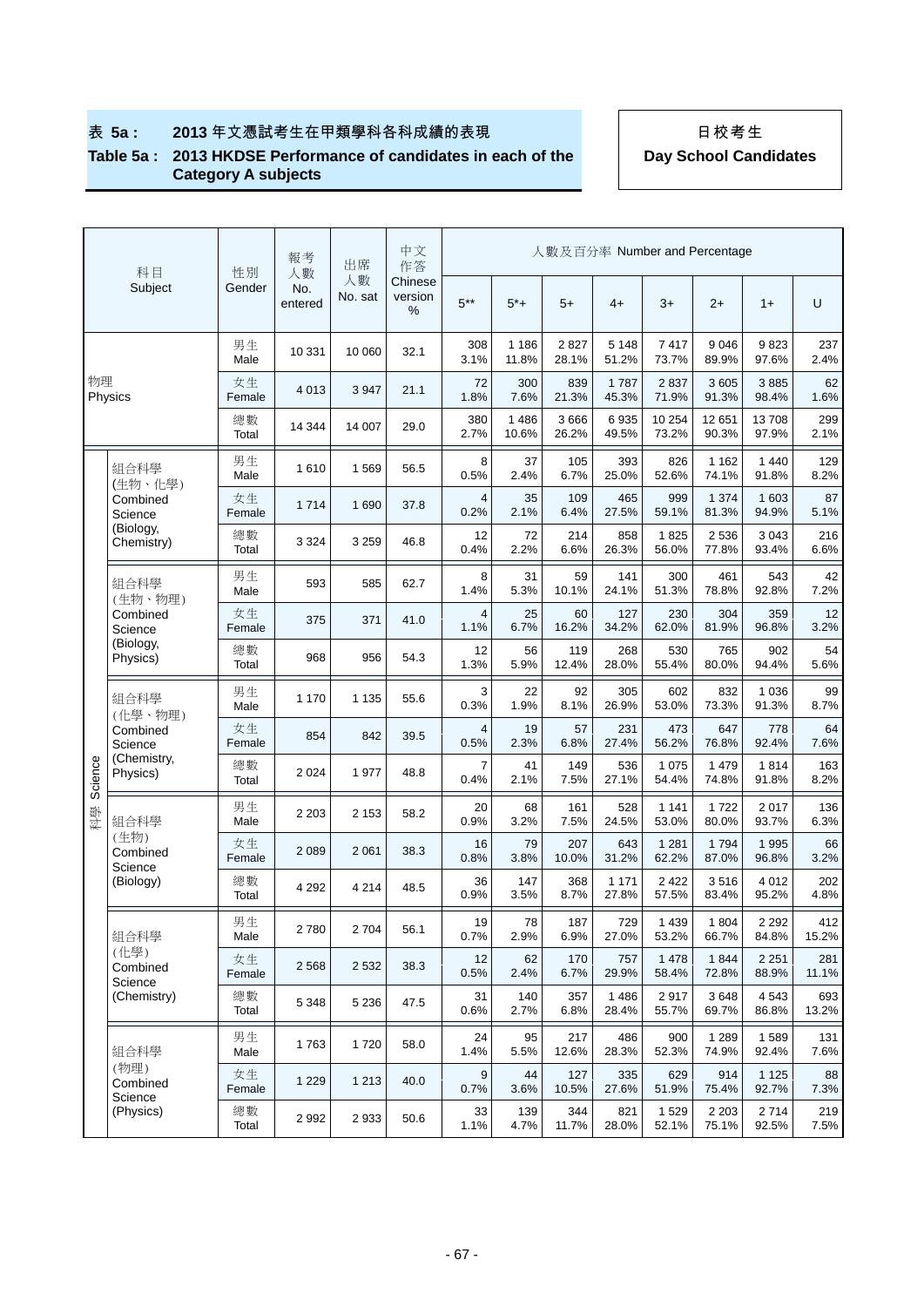# 表 5a : 2013 年文憑試考生在甲類學科各科成績的表現

## Table 5a : 2013 HKDSE Performance of candidates in each of the Category A subjects

**日校考生**

**Day School Candidates**

| 科目 Subject | | 性別 Gender | 報考人數 No. entered | 出席人數 No. sat | 中文作答 Chinese version % | 人數及百分率 Number and Percentage | | | | | | | |
|---|---|---|---|---|---|---|---|---|---|---|---|---|---|
| | | | | | | 5** | 5*+ | 5+ | 4+ | 3+ | 2+ | 1+ | U |
| 物理 Physics | | 男生 Male | 10 331 | 10 060 | 32.1 | 308 3.1% | 1 186 11.8% | 2 827 28.1% | 5 148 51.2% | 7 417 73.7% | 9 046 89.9% | 9 823 97.6% | 237 2.4% |
| | | 女生 Female | 4 013 | 3 947 | 21.1 | 72 1.8% | 300 7.6% | 839 21.3% | 1 787 45.3% | 2 837 71.9% | 3 605 91.3% | 3 885 98.4% | 62 1.6% |
| | | 總數 Total | 14 344 | 14 007 | 29.0 | 380 2.7% | 1 486 10.6% | 3 666 26.2% | 6 935 49.5% | 10 254 73.2% | 12 651 90.3% | 13 708 97.9% | 299 2.1% |
| 科學 Science | 組合科學 (生物、化學) Combined Science (Biology, Chemistry) | 男生 Male | 1 610 | 1 569 | 56.5 | 8 0.5% | 37 2.4% | 105 6.7% | 393 25.0% | 826 52.6% | 1 162 74.1% | 1 440 91.8% | 129 8.2% |
| | | 女生 Female | 1 714 | 1 690 | 37.8 | 4 0.2% | 35 2.1% | 109 6.4% | 465 27.5% | 999 59.1% | 1 374 81.3% | 1 603 94.9% | 87 5.1% |
| | | 總數 Total | 3 324 | 3 259 | 46.8 | 12 0.4% | 72 2.2% | 214 6.6% | 858 26.3% | 1 825 56.0% | 2 536 77.8% | 3 043 93.4% | 216 6.6% |
| | 組合科學 (生物、物理) Combined Science (Biology, Physics) | 男生 Male | 593 | 585 | 62.7 | 8 1.4% | 31 5.3% | 59 10.1% | 141 24.1% | 300 51.3% | 461 78.8% | 543 92.8% | 42 7.2% |
| | | 女生 Female | 375 | 371 | 41.0 | 4 1.1% | 25 6.7% | 60 16.2% | 127 34.2% | 230 62.0% | 304 81.9% | 359 96.8% | 12 3.2% |
| | | 總數 Total | 968 | 956 | 54.3 | 12 1.3% | 56 5.9% | 119 12.4% | 268 28.0% | 530 55.4% | 765 80.0% | 902 94.4% | 54 5.6% |
| | 組合科學 (化學、物理) Combined Science (Chemistry, Physics) | 男生 Male | 1 170 | 1 135 | 55.6 | 3 0.3% | 22 1.9% | 92 8.1% | 305 26.9% | 602 53.0% | 832 73.3% | 1 036 91.3% | 99 8.7% |
| | | 女生 Female | 854 | 842 | 39.5 | 4 0.5% | 19 2.3% | 57 6.8% | 231 27.4% | 473 56.2% | 647 76.8% | 778 92.4% | 64 7.6% |
| | | 總數 Total | 2 024 | 1 977 | 48.8 | 7 0.4% | 41 2.1% | 149 7.5% | 536 27.1% | 1 075 54.4% | 1 479 74.8% | 1 814 91.8% | 163 8.2% |
| | 組合科學 (生物) Combined Science (Biology) | 男生 Male | 2 203 | 2 153 | 58.2 | 20 0.9% | 68 3.2% | 161 7.5% | 528 24.5% | 1 141 53.0% | 1 722 80.0% | 2 017 93.7% | 136 6.3% |
| | | 女生 Female | 2 089 | 2 061 | 38.3 | 16 0.8% | 79 3.8% | 207 10.0% | 643 31.2% | 1 281 62.2% | 1 794 87.0% | 1 995 96.8% | 66 3.2% |
| | | 總數 Total | 4 292 | 4 214 | 48.5 | 36 0.9% | 147 3.5% | 368 8.7% | 1 171 27.8% | 2 422 57.5% | 3 516 83.4% | 4 012 95.2% | 202 4.8% |
| | 組合科學 (化學) Combined Science (Chemistry) | 男生 Male | 2 780 | 2 704 | 56.1 | 19 0.7% | 78 2.9% | 187 6.9% | 729 27.0% | 1 439 53.2% | 1 804 66.7% | 2 292 84.8% | 412 15.2% |
| | | 女生 Female | 2 568 | 2 532 | 38.3 | 12 0.5% | 62 2.4% | 170 6.7% | 757 29.9% | 1 478 58.4% | 1 844 72.8% | 2 251 88.9% | 281 11.1% |
| | | 總數 Total | 5 348 | 5 236 | 47.5 | 31 0.6% | 140 2.7% | 357 6.8% | 1 486 28.4% | 2 917 55.7% | 3 648 69.7% | 4 543 86.8% | 693 13.2% |
| | 組合科學 (物理) Combined Science (Physics) | 男生 Male | 1 763 | 1 720 | 58.0 | 24 1.4% | 95 5.5% | 217 12.6% | 486 28.3% | 900 52.3% | 1 289 74.9% | 1 589 92.4% | 131 7.6% |
| | | 女生 Female | 1 229 | 1 213 | 40.0 | 9 0.7% | 44 3.6% | 127 10.5% | 335 27.6% | 629 51.9% | 914 75.4% | 1 125 92.7% | 88 7.3% |
| | | 總數 Total | 2 992 | 2 933 | 50.6 | 33 1.1% | 139 4.7% | 344 11.7% | 821 28.0% | 1 529 52.1% | 2 203 75.1% | 2 714 92.5% | 219 7.5% |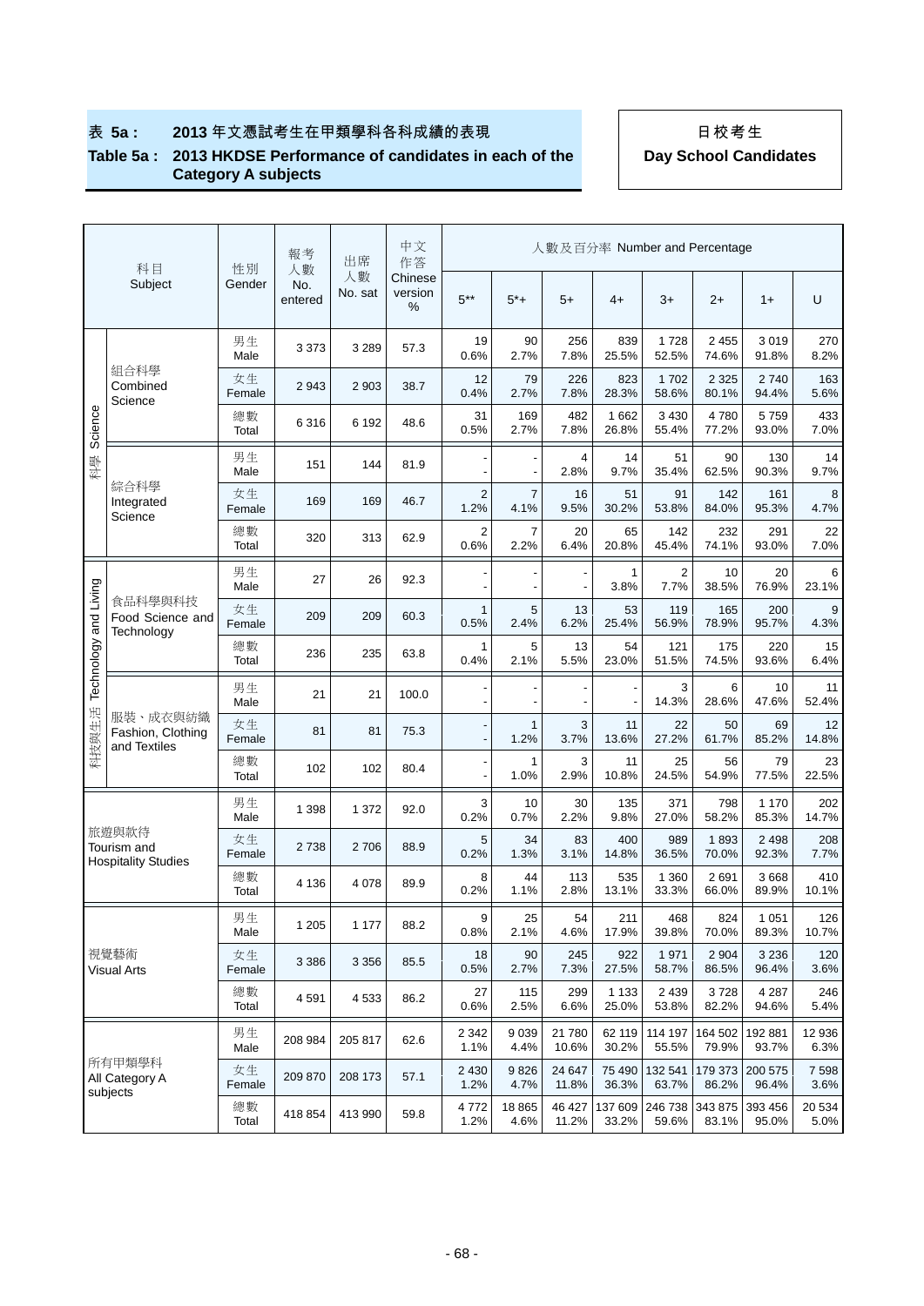**表 5a : 2013 年文憑試考生在甲類學科各科成績的表現**

**Table 5a : 2013 HKDSE Performance of candidates in each of the Category A subjects**

**日校考生**

**Day School Candidates**

| 科目 Subject | | 性別 Gender | 報考人數 No. entered | 出席人數 No. sat | 中文作答 Chinese version % | 人數及百分率 Number and Percentage | | | | | | | |
|---|---|---|---|---|---|---|---|---|---|---|---|---|---|
| | | | | | | 5** | 5*+ | 5+ | 4+ | 3+ | 2+ | 1+ | U |
| 科學 Science | 組合科學 Combined Science | 男生 Male | 3 373 | 3 289 | 57.3 | 19<br>0.6% | 90<br>2.7% | 256<br>7.8% | 839<br>25.5% | 1 728<br>52.5% | 2 455<br>74.6% | 3 019<br>91.8% | 270<br>8.2% |
| | | 女生 Female | 2 943 | 2 903 | 38.7 | 12<br>0.4% | 79<br>2.7% | 226<br>7.8% | 823<br>28.3% | 1 702<br>58.6% | 2 325<br>80.1% | 2 740<br>94.4% | 163<br>5.6% |
| | | 總數 Total | 6 316 | 6 192 | 48.6 | 31<br>0.5% | 169<br>2.7% | 482<br>7.8% | 1 662<br>26.8% | 3 430<br>55.4% | 4 780<br>77.2% | 5 759<br>93.0% | 433<br>7.0% |
| | 綜合科學 Integrated Science | 男生 Male | 151 | 144 | 81.9 | -<br>- | -<br>- | 4<br>2.8% | 14<br>9.7% | 51<br>35.4% | 90<br>62.5% | 130<br>90.3% | 14<br>9.7% |
| | | 女生 Female | 169 | 169 | 46.7 | 2<br>1.2% | 7<br>4.1% | 16<br>9.5% | 51<br>30.2% | 91<br>53.8% | 142<br>84.0% | 161<br>95.3% | 8<br>4.7% |
| | | 總數 Total | 320 | 313 | 62.9 | 2<br>0.6% | 7<br>2.2% | 20<br>6.4% | 65<br>20.8% | 142<br>45.4% | 232<br>74.1% | 291<br>93.0% | 22<br>7.0% |
| 科技與生活 Technology and Living | 食品科學與科技 Food Science and Technology | 男生 Male | 27 | 26 | 92.3 | -<br>- | -<br>- | -<br>- | 1<br>3.8% | 2<br>7.7% | 10<br>38.5% | 20<br>76.9% | 6<br>23.1% |
| | | 女生 Female | 209 | 209 | 60.3 | 1<br>0.5% | 5<br>2.4% | 13<br>6.2% | 53<br>25.4% | 119<br>56.9% | 165<br>78.9% | 200<br>95.7% | 9<br>4.3% |
| | | 總數 Total | 236 | 235 | 63.8 | 1<br>0.4% | 5<br>2.1% | 13<br>5.5% | 54<br>23.0% | 121<br>51.5% | 175<br>74.5% | 220<br>93.6% | 15<br>6.4% |
| | 服裝、成衣與紡織 Fashion, Clothing and Textiles | 男生 Male | 21 | 21 | 100.0 | -<br>- | -<br>- | -<br>- | -<br>- | 3<br>14.3% | 6<br>28.6% | 10<br>47.6% | 11<br>52.4% |
| | | 女生 Female | 81 | 81 | 75.3 | -<br>- | 1<br>1.2% | 3<br>3.7% | 11<br>13.6% | 22<br>27.2% | 50<br>61.7% | 69<br>85.2% | 12<br>14.8% |
| | | 總數 Total | 102 | 102 | 80.4 | -<br>- | 1<br>1.0% | 3<br>2.9% | 11<br>10.8% | 25<br>24.5% | 56<br>54.9% | 79<br>77.5% | 23<br>22.5% |
| 旅遊與款待 Tourism and Hospitality Studies | | 男生 Male | 1 398 | 1 372 | 92.0 | 3<br>0.2% | 10<br>0.7% | 30<br>2.2% | 135<br>9.8% | 371<br>27.0% | 798<br>58.2% | 1 170<br>85.3% | 202<br>14.7% |
| | | 女生 Female | 2 738 | 2 706 | 88.9 | 5<br>0.2% | 34<br>1.3% | 83<br>3.1% | 400<br>14.8% | 989<br>36.5% | 1 893<br>70.0% | 2 498<br>92.3% | 208<br>7.7% |
| | | 總數 Total | 4 136 | 4 078 | 89.9 | 8<br>0.2% | 44<br>1.1% | 113<br>2.8% | 535<br>13.1% | 1 360<br>33.3% | 2 691<br>66.0% | 3 668<br>89.9% | 410<br>10.1% |
| 視覺藝術 Visual Arts | | 男生 Male | 1 205 | 1 177 | 88.2 | 9<br>0.8% | 25<br>2.1% | 54<br>4.6% | 211<br>17.9% | 468<br>39.8% | 824<br>70.0% | 1 051<br>89.3% | 126<br>10.7% |
| | | 女生 Female | 3 386 | 3 356 | 85.5 | 18<br>0.5% | 90<br>2.7% | 245<br>7.3% | 922<br>27.5% | 1 971<br>58.7% | 2 904<br>86.5% | 3 236<br>96.4% | 120<br>3.6% |
| | | 總數 Total | 4 591 | 4 533 | 86.2 | 27<br>0.6% | 115<br>2.5% | 299<br>6.6% | 1 133<br>25.0% | 2 439<br>53.8% | 3 728<br>82.2% | 4 287<br>94.6% | 246<br>5.4% |
| 所有甲類學科 All Category A subjects | | 男生 Male | 208 984 | 205 817 | 62.6 | 2 342<br>1.1% | 9 039<br>4.4% | 21 780<br>10.6% | 62 119<br>30.2% | 114 197<br>55.5% | 164 502<br>79.9% | 192 881<br>93.7% | 12 936<br>6.3% |
| | | 女生 Female | 209 870 | 208 173 | 57.1 | 2 430<br>1.2% | 9 826<br>4.7% | 24 647<br>11.8% | 75 490<br>36.3% | 132 541<br>63.7% | 179 373<br>86.2% | 200 575<br>96.4% | 7 598<br>3.6% |
| | | 總數 Total | 418 854 | 413 990 | 59.8 | 4 772<br>1.2% | 18 865<br>4.6% | 46 427<br>11.2% | 137 609<br>33.2% | 246 738<br>59.6% | 343 875<br>83.1% | 393 456<br>95.0% | 20 534<br>5.0% |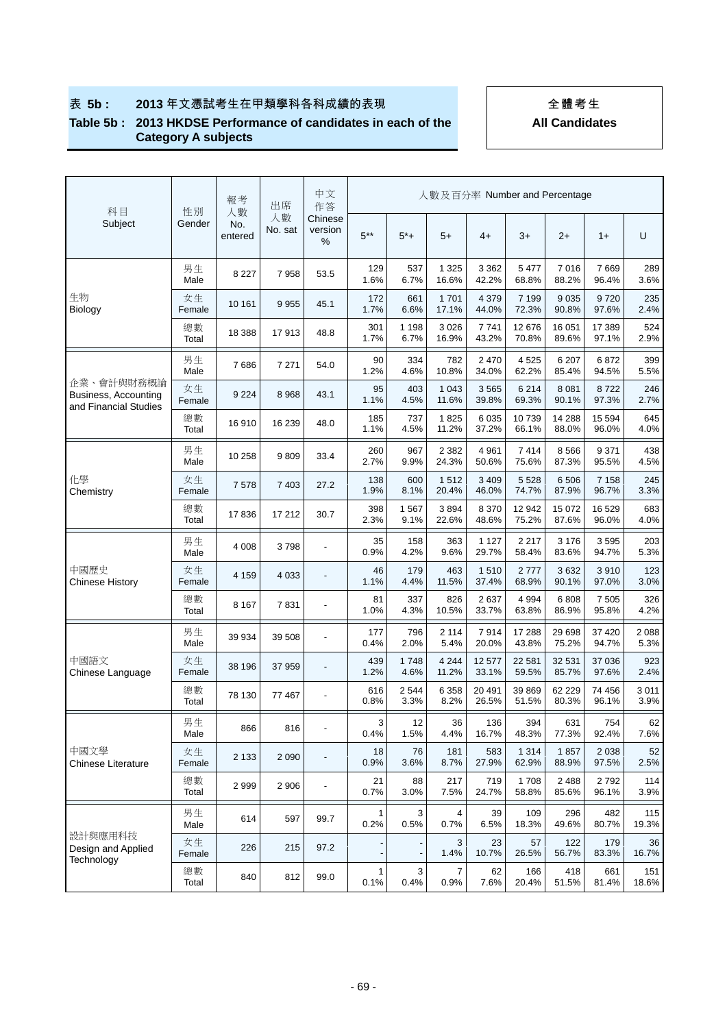# 表 5b : 2013 年文憑試考生在甲類學科各科成績的表現

## Table 5b : 2013 HKDSE Performance of candidates in each of the Category A subjects

**全體考生**
**All Candidates**

| 科目 Subject | 性別 Gender | 報考人數 No. entered | 出席人數 No. sat | 中文作答 Chinese version % | 人數及百分率 Number and Percentage | | | | | | | |
|---|---|---|---|---|---|---|---|---|---|---|---|---|
| | | | | | 5** | 5*+ | 5+ | 4+ | 3+ | 2+ | 1+ | U |
| 生物 Biology | 男生 Male | 8 227 | 7 958 | 53.5 | 129 1.6% | 537 6.7% | 1 325 16.6% | 3 362 42.2% | 5 477 68.8% | 7 016 88.2% | 7 669 96.4% | 289 3.6% |
| | 女生 Female | 10 161 | 9 955 | 45.1 | 172 1.7% | 661 6.6% | 1 701 17.1% | 4 379 44.0% | 7 199 72.3% | 9 035 90.8% | 9 720 97.6% | 235 2.4% |
| | 總數 Total | 18 388 | 17 913 | 48.8 | 301 1.7% | 1 198 6.7% | 3 026 16.9% | 7 741 43.2% | 12 676 70.8% | 16 051 89.6% | 17 389 97.1% | 524 2.9% |
| 企業、會計與財務概論 Business, Accounting and Financial Studies | 男生 Male | 7 686 | 7 271 | 54.0 | 90 1.2% | 334 4.6% | 782 10.8% | 2 470 34.0% | 4 525 62.2% | 6 207 85.4% | 6 872 94.5% | 399 5.5% |
| | 女生 Female | 9 224 | 8 968 | 43.1 | 95 1.1% | 403 4.5% | 1 043 11.6% | 3 565 39.8% | 6 214 69.3% | 8 081 90.1% | 8 722 97.3% | 246 2.7% |
| | 總數 Total | 16 910 | 16 239 | 48.0 | 185 1.1% | 737 4.5% | 1 825 11.2% | 6 035 37.2% | 10 739 66.1% | 14 288 88.0% | 15 594 96.0% | 645 4.0% |
| 化學 Chemistry | 男生 Male | 10 258 | 9 809 | 33.4 | 260 2.7% | 967 9.9% | 2 382 24.3% | 4 961 50.6% | 7 414 75.6% | 8 566 87.3% | 9 371 95.5% | 438 4.5% |
| | 女生 Female | 7 578 | 7 403 | 27.2 | 138 1.9% | 600 8.1% | 1 512 20.4% | 3 409 46.0% | 5 528 74.7% | 6 506 87.9% | 7 158 96.7% | 245 3.3% |
| | 總數 Total | 17 836 | 17 212 | 30.7 | 398 2.3% | 1 567 9.1% | 3 894 22.6% | 8 370 48.6% | 12 942 75.2% | 15 072 87.6% | 16 529 96.0% | 683 4.0% |
| 中國歷史 Chinese History | 男生 Male | 4 008 | 3 798 | - | 35 0.9% | 158 4.2% | 363 9.6% | 1 127 29.7% | 2 217 58.4% | 3 176 83.6% | 3 595 94.7% | 203 5.3% |
| | 女生 Female | 4 159 | 4 033 | - | 46 1.1% | 179 4.4% | 463 11.5% | 1 510 37.4% | 2 777 68.9% | 3 632 90.1% | 3 910 97.0% | 123 3.0% |
| | 總數 Total | 8 167 | 7 831 | - | 81 1.0% | 337 4.3% | 826 10.5% | 2 637 33.7% | 4 994 63.8% | 6 808 86.9% | 7 505 95.8% | 326 4.2% |
| 中國語文 Chinese Language | 男生 Male | 39 934 | 39 508 | - | 177 0.4% | 796 2.0% | 2 114 5.4% | 7 914 20.0% | 17 288 43.8% | 29 698 75.2% | 37 420 94.7% | 2 088 5.3% |
| | 女生 Female | 38 196 | 37 959 | - | 439 1.2% | 1 748 4.6% | 4 244 11.2% | 12 577 33.1% | 22 581 59.5% | 32 531 85.7% | 37 036 97.6% | 923 2.4% |
| | 總數 Total | 78 130 | 77 467 | - | 616 0.8% | 2 544 3.3% | 6 358 8.2% | 20 491 26.5% | 39 869 51.5% | 62 229 80.3% | 74 456 96.1% | 3 011 3.9% |
| 中國文學 Chinese Literature | 男生 Male | 866 | 816 | - | 3 0.4% | 12 1.5% | 36 4.4% | 136 16.7% | 394 48.3% | 631 77.3% | 754 92.4% | 62 7.6% |
| | 女生 Female | 2 133 | 2 090 | - | 18 0.9% | 76 3.6% | 181 8.7% | 583 27.9% | 1 314 62.9% | 1 857 88.9% | 2 038 97.5% | 52 2.5% |
| | 總數 Total | 2 999 | 2 906 | - | 21 0.7% | 88 3.0% | 217 7.5% | 719 24.7% | 1 708 58.8% | 2 488 85.6% | 2 792 96.1% | 114 3.9% |
| 設計與應用科技 Design and Applied Technology | 男生 Male | 614 | 597 | 99.7 | 1 0.2% | 3 0.5% | 4 0.7% | 39 6.5% | 109 18.3% | 296 49.6% | 482 80.7% | 115 19.3% |
| | 女生 Female | 226 | 215 | 97.2 | - - | - - | 3 1.4% | 23 10.7% | 57 26.5% | 122 56.7% | 179 83.3% | 36 16.7% |
| | 總數 Total | 840 | 812 | 99.0 | 1 0.1% | 3 0.4% | 7 0.9% | 62 7.6% | 166 20.4% | 418 51.5% | 661 81.4% | 151 18.6% |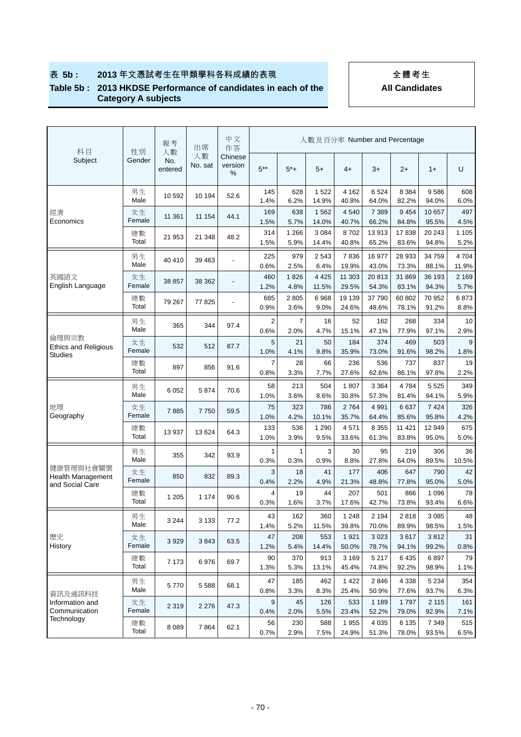## 表 5b : 2013 年文憑試考生在甲類學科各科成績的表現

## Table 5b : 2013 HKDSE Performance of candidates in each of the Category A subjects

**全體考生**
**All Candidates**

| 科目 Subject | 性別 Gender | 報考人數 No. entered | 出席人數 No. sat | 中文作答 Chinese version % | 人數及百分率 Number and Percentage | | | | | | | |
|---|---|---|---|---|---|---|---|---|---|---|---|---|
| | | | | | 5** | 5*+ | 5+ | 4+ | 3+ | 2+ | 1+ | U |
| 經濟 Economics | 男生 Male | 10 592 | 10 194 | 52.6 | 145<br>1.4% | 628<br>6.2% | 1 522<br>14.9% | 4 162<br>40.8% | 6 524<br>64.0% | 8 384<br>82.2% | 9 586<br>94.0% | 608<br>6.0% |
| | 女生 Female | 11 361 | 11 154 | 44.1 | 169<br>1.5% | 638<br>5.7% | 1 562<br>14.0% | 4 540<br>40.7% | 7 389<br>66.2% | 9 454<br>84.8% | 10 657<br>95.5% | 497<br>4.5% |
| | 總數 Total | 21 953 | 21 348 | 48.2 | 314<br>1.5% | 1 266<br>5.9% | 3 084<br>14.4% | 8 702<br>40.8% | 13 913<br>65.2% | 17 838<br>83.6% | 20 243<br>94.8% | 1 105<br>5.2% |
| 英國語文 English Language | 男生 Male | 40 410 | 39 463 | - | 225<br>0.6% | 979<br>2.5% | 2 543<br>6.4% | 7 836<br>19.9% | 16 977<br>43.0% | 28 933<br>73.3% | 34 759<br>88.1% | 4 704<br>11.9% |
| | 女生 Female | 38 857 | 38 362 | - | 460<br>1.2% | 1 826<br>4.8% | 4 425<br>11.5% | 11 303<br>29.5% | 20 813<br>54.3% | 31 869<br>83.1% | 36 193<br>94.3% | 2 169<br>5.7% |
| | 總數 Total | 79 267 | 77 825 | - | 685<br>0.9% | 2 805<br>3.6% | 6 968<br>9.0% | 19 139<br>24.6% | 37 790<br>48.6% | 60 802<br>78.1% | 70 952<br>91.2% | 6 873<br>8.8% |
| 倫理與宗教 Ethics and Religious Studies | 男生 Male | 365 | 344 | 97.4 | 2<br>0.6% | 7<br>2.0% | 16<br>4.7% | 52<br>15.1% | 162<br>47.1% | 268<br>77.9% | 334<br>97.1% | 10<br>2.9% |
| | 女生 Female | 532 | 512 | 87.7 | 5<br>1.0% | 21<br>4.1% | 50<br>9.8% | 184<br>35.9% | 374<br>73.0% | 469<br>91.6% | 503<br>98.2% | 9<br>1.8% |
| | 總數 Total | 897 | 856 | 91.6 | 7<br>0.8% | 28<br>3.3% | 66<br>7.7% | 236<br>27.6% | 536<br>62.6% | 737<br>86.1% | 837<br>97.8% | 19<br>2.2% |
| 地理 Geography | 男生 Male | 6 052 | 5 874 | 70.6 | 58<br>1.0% | 213<br>3.6% | 504<br>8.6% | 1 807<br>30.8% | 3 364<br>57.3% | 4 784<br>81.4% | 5 525<br>94.1% | 349<br>5.9% |
| | 女生 Female | 7 885 | 7 750 | 59.5 | 75<br>1.0% | 323<br>4.2% | 786<br>10.1% | 2 764<br>35.7% | 4 991<br>64.4% | 6 637<br>85.6% | 7 424<br>95.8% | 326<br>4.2% |
| | 總數 Total | 13 937 | 13 624 | 64.3 | 133<br>1.0% | 536<br>3.9% | 1 290<br>9.5% | 4 571<br>33.6% | 8 355<br>61.3% | 11 421<br>83.8% | 12 949<br>95.0% | 675<br>5.0% |
| 健康管理與社會關懷 Health Management and Social Care | 男生 Male | 355 | 342 | 93.9 | 1<br>0.3% | 1<br>0.3% | 3<br>0.9% | 30<br>8.8% | 95<br>27.8% | 219<br>64.0% | 306<br>89.5% | 36<br>10.5% |
| | 女生 Female | 850 | 832 | 89.3 | 3<br>0.4% | 18<br>2.2% | 41<br>4.9% | 177<br>21.3% | 406<br>48.8% | 647<br>77.8% | 790<br>95.0% | 42<br>5.0% |
| | 總數 Total | 1 205 | 1 174 | 90.6 | 4<br>0.3% | 19<br>1.6% | 44<br>3.7% | 207<br>17.6% | 501<br>42.7% | 866<br>73.8% | 1 096<br>93.4% | 78<br>6.6% |
| 歷史 History | 男生 Male | 3 244 | 3 133 | 77.2 | 43<br>1.4% | 162<br>5.2% | 360<br>11.5% | 1 248<br>39.8% | 2 194<br>70.0% | 2 818<br>89.9% | 3 085<br>98.5% | 48<br>1.5% |
| | 女生 Female | 3 929 | 3 843 | 63.5 | 47<br>1.2% | 208<br>5.4% | 553<br>14.4% | 1 921<br>50.0% | 3 023<br>78.7% | 3 617<br>94.1% | 3 812<br>99.2% | 31<br>0.8% |
| | 總數 Total | 7 173 | 6 976 | 69.7 | 90<br>1.3% | 370<br>5.3% | 913<br>13.1% | 3 169<br>45.4% | 5 217<br>74.8% | 6 435<br>92.2% | 6 897<br>98.9% | 79<br>1.1% |
| 資訊及通訊科技 Information and Communication Technology | 男生 Male | 5 770 | 5 588 | 68.1 | 47<br>0.8% | 185<br>3.3% | 462<br>8.3% | 1 422<br>25.4% | 2 846<br>50.9% | 4 338<br>77.6% | 5 234<br>93.7% | 354<br>6.3% |
| | 女生 Female | 2 319 | 2 276 | 47.3 | 9<br>0.4% | 45<br>2.0% | 126<br>5.5% | 533<br>23.4% | 1 189<br>52.2% | 1 797<br>79.0% | 2 115<br>92.9% | 161<br>7.1% |
| | 總數 Total | 8 089 | 7 864 | 62.1 | 56<br>0.7% | 230<br>2.9% | 588<br>7.5% | 1 955<br>24.9% | 4 035<br>51.3% | 6 135<br>78.0% | 7 349<br>93.5% | 515<br>6.5% |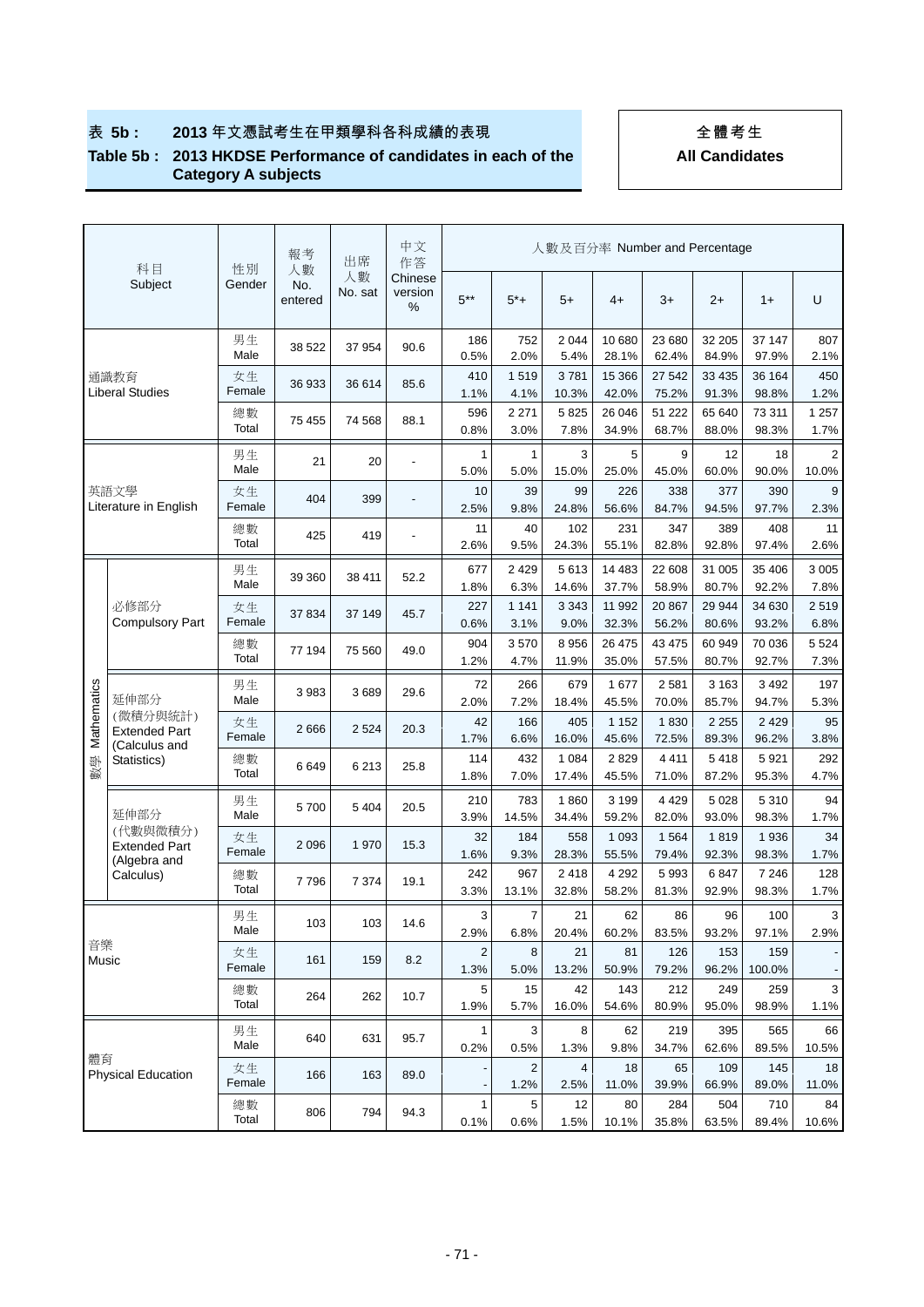**表 5b : 2013 年文憑試考生在甲類學科各科成績的表現**

**Table 5b : 2013 HKDSE Performance of candidates in each of the Category A subjects**

**全體考生**

**All Candidates**

| 科目 Subject | | 性別 Gender | 報考人數 No. entered | 出席人數 No. sat | 中文作答 Chinese version % | 人數及百分率 Number and Percentage | | | | | | | |
|---|---|---|---|---|---|---|---|---|---|---|---|---|---|
| | | | | | | 5** | 5*+ | 5+ | 4+ | 3+ | 2+ | 1+ | U |
| 通識教育 Liberal Studies | | 男生 Male | 38 522 | 37 954 | 90.6 | 186<br>0.5% | 752<br>2.0% | 2 044<br>5.4% | 10 680<br>28.1% | 23 680<br>62.4% | 32 205<br>84.9% | 37 147<br>97.9% | 807<br>2.1% |
| | | 女生 Female | 36 933 | 36 614 | 85.6 | 410<br>1.1% | 1 519<br>4.1% | 3 781<br>10.3% | 15 366<br>42.0% | 27 542<br>75.2% | 33 435<br>91.3% | 36 164<br>98.8% | 450<br>1.2% |
| | | 總數 Total | 75 455 | 74 568 | 88.1 | 596<br>0.8% | 2 271<br>3.0% | 5 825<br>7.8% | 26 046<br>34.9% | 51 222<br>68.7% | 65 640<br>88.0% | 73 311<br>98.3% | 1 257<br>1.7% |
| 英語文學 Literature in English | | 男生 Male | 21 | 20 | - | 1<br>5.0% | 1<br>5.0% | 3<br>15.0% | 5<br>25.0% | 9<br>45.0% | 12<br>60.0% | 18<br>90.0% | 2<br>10.0% |
| | | 女生 Female | 404 | 399 | - | 10<br>2.5% | 39<br>9.8% | 99<br>24.8% | 226<br>56.6% | 338<br>84.7% | 377<br>94.5% | 390<br>97.7% | 9<br>2.3% |
| | | 總數 Total | 425 | 419 | - | 11<br>2.6% | 40<br>9.5% | 102<br>24.3% | 231<br>55.1% | 347<br>82.8% | 389<br>92.8% | 408<br>97.4% | 11<br>2.6% |
| 數學 Mathematics | 必修部分 Compulsory Part | 男生 Male | 39 360 | 38 411 | 52.2 | 677<br>1.8% | 2 429<br>6.3% | 5 613<br>14.6% | 14 483<br>37.7% | 22 608<br>58.9% | 31 005<br>80.7% | 35 406<br>92.2% | 3 005<br>7.8% |
| | | 女生 Female | 37 834 | 37 149 | 45.7 | 227<br>0.6% | 1 141<br>3.1% | 3 343<br>9.0% | 11 992<br>32.3% | 20 867<br>56.2% | 29 944<br>80.6% | 34 630<br>93.2% | 2 519<br>6.8% |
| | | 總數 Total | 77 194 | 75 560 | 49.0 | 904<br>1.2% | 3 570<br>4.7% | 8 956<br>11.9% | 26 475<br>35.0% | 43 475<br>57.5% | 60 949<br>80.7% | 70 036<br>92.7% | 5 524<br>7.3% |
| | 延伸部分 (微積分與統計) Extended Part (Calculus and Statistics) | 男生 Male | 3 983 | 3 689 | 29.6 | 72<br>2.0% | 266<br>7.2% | 679<br>18.4% | 1 677<br>45.5% | 2 581<br>70.0% | 3 163<br>85.7% | 3 492<br>94.7% | 197<br>5.3% |
| | | 女生 Female | 2 666 | 2 524 | 20.3 | 42<br>1.7% | 166<br>6.6% | 405<br>16.0% | 1 152<br>45.6% | 1 830<br>72.5% | 2 255<br>89.3% | 2 429<br>96.2% | 95<br>3.8% |
| | | 總數 Total | 6 649 | 6 213 | 25.8 | 114<br>1.8% | 432<br>7.0% | 1 084<br>17.4% | 2 829<br>45.5% | 4 411<br>71.0% | 5 418<br>87.2% | 5 921<br>95.3% | 292<br>4.7% |
| | 延伸部分 (代數與微積分) Extended Part (Algebra and Calculus) | 男生 Male | 5 700 | 5 404 | 20.5 | 210<br>3.9% | 783<br>14.5% | 1 860<br>34.4% | 3 199<br>59.2% | 4 429<br>82.0% | 5 028<br>93.0% | 5 310<br>98.3% | 94<br>1.7% |
| | | 女生 Female | 2 096 | 1 970 | 15.3 | 32<br>1.6% | 184<br>9.3% | 558<br>28.3% | 1 093<br>55.5% | 1 564<br>79.4% | 1 819<br>92.3% | 1 936<br>98.3% | 34<br>1.7% |
| | | 總數 Total | 7 796 | 7 374 | 19.1 | 242<br>3.3% | 967<br>13.1% | 2 418<br>32.8% | 4 292<br>58.2% | 5 993<br>81.3% | 6 847<br>92.9% | 7 246<br>98.3% | 128<br>1.7% |
| 音樂 Music | | 男生 Male | 103 | 103 | 14.6 | 3<br>2.9% | 7<br>6.8% | 21<br>20.4% | 62<br>60.2% | 86<br>83.5% | 96<br>93.2% | 100<br>97.1% | 3<br>2.9% |
| | | 女生 Female | 161 | 159 | 8.2 | 2<br>1.3% | 8<br>5.0% | 21<br>13.2% | 81<br>50.9% | 126<br>79.2% | 153<br>96.2% | 159<br>100.0% | -<br>- |
| | | 總數 Total | 264 | 262 | 10.7 | 5<br>1.9% | 15<br>5.7% | 42<br>16.0% | 143<br>54.6% | 212<br>80.9% | 249<br>95.0% | 259<br>98.9% | 3<br>1.1% |
| 體育 Physical Education | | 男生 Male | 640 | 631 | 95.7 | 1<br>0.2% | 3<br>0.5% | 8<br>1.3% | 62<br>9.8% | 219<br>34.7% | 395<br>62.6% | 565<br>89.5% | 66<br>10.5% |
| | | 女生 Female | 166 | 163 | 89.0 | -<br>- | 2<br>1.2% | 4<br>2.5% | 18<br>11.0% | 65<br>39.9% | 109<br>66.9% | 145<br>89.0% | 18<br>11.0% |
| | | 總數 Total | 806 | 794 | 94.3 | 1<br>0.1% | 5<br>0.6% | 12<br>1.5% | 80<br>10.1% | 284<br>35.8% | 504<br>63.5% | 710<br>89.4% | 84<br>10.6% |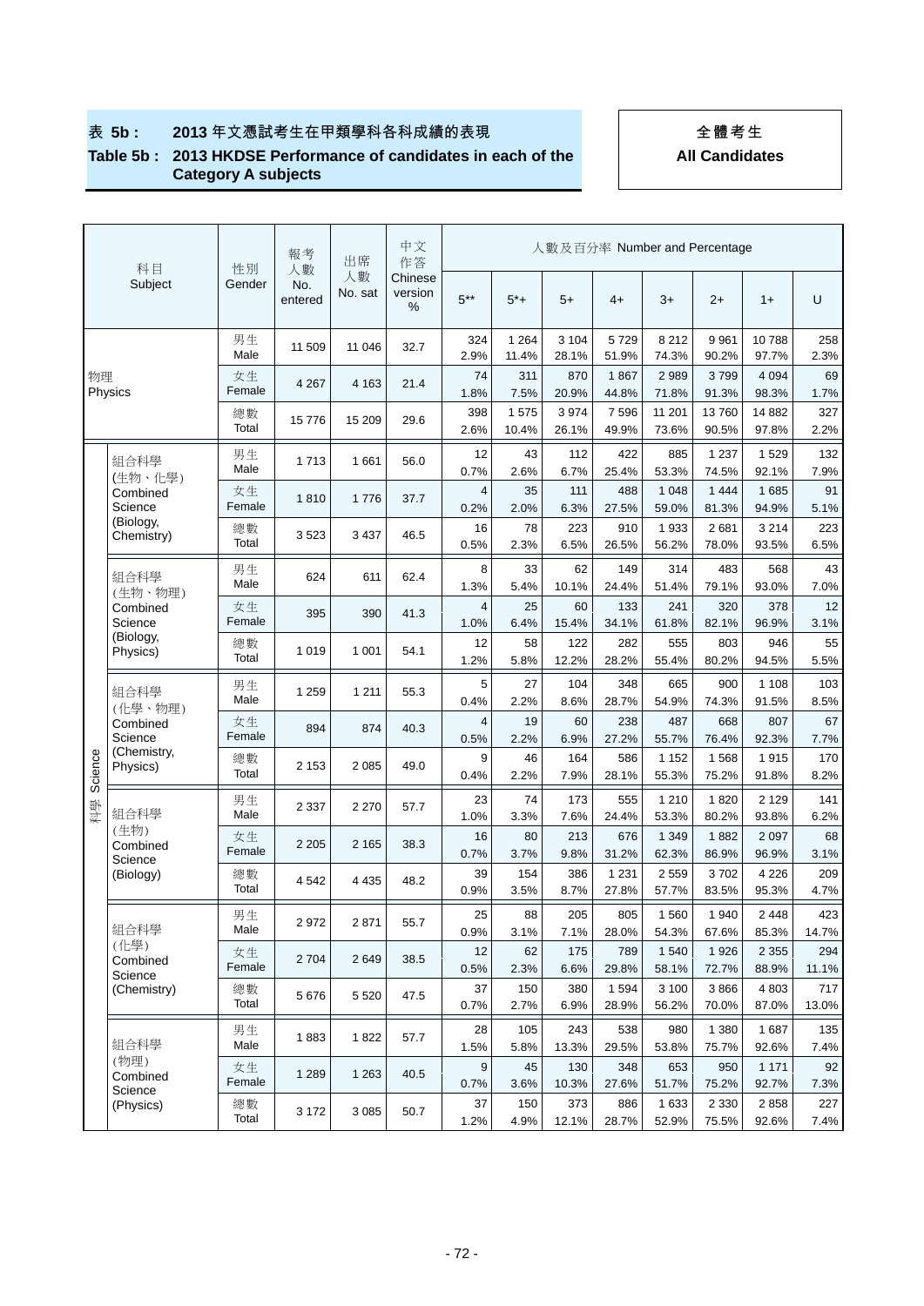**表 5b : 2013 年文憑試考生在甲類學科各科成績的表現**

**Table 5b : 2013 HKDSE Performance of candidates in each of the Category A subjects**

**全體考生**

**All Candidates**

| 科目 Subject | | 性別 Gender | 報考人數 No. entered | 出席人數 No. sat | 中文作答 Chinese version % | 人數及百分率 Number and Percentage | | | | | | | |
|---|---|---|---|---|---|---|---|---|---|---|---|---|---|
| | | | | | | 5** | 5*+ | 5+ | 4+ | 3+ | 2+ | 1+ | U |
| 物理 Physics | | 男生 Male | 11 509 | 11 046 | 32.7 | 324<br>2.9% | 1 264<br>11.4% | 3 104<br>28.1% | 5 729<br>51.9% | 8 212<br>74.3% | 9 961<br>90.2% | 10 788<br>97.7% | 258<br>2.3% |
| | | 女生 Female | 4 267 | 4 163 | 21.4 | 74<br>1.8% | 311<br>7.5% | 870<br>20.9% | 1 867<br>44.8% | 2 989<br>71.8% | 3 799<br>91.3% | 4 094<br>98.3% | 69<br>1.7% |
| | | 總數 Total | 15 776 | 15 209 | 29.6 | 398<br>2.6% | 1 575<br>10.4% | 3 974<br>26.1% | 7 596<br>49.9% | 11 201<br>73.6% | 13 760<br>90.5% | 14 882<br>97.8% | 327<br>2.2% |
| 科學 Science | 組合科學 (生物、化學) Combined Science (Biology, Chemistry) | 男生 Male | 1 713 | 1 661 | 56.0 | 12<br>0.7% | 43<br>2.6% | 112<br>6.7% | 422<br>25.4% | 885<br>53.3% | 1 237<br>74.5% | 1 529<br>92.1% | 132<br>7.9% |
| | | 女生 Female | 1 810 | 1 776 | 37.7 | 4<br>0.2% | 35<br>2.0% | 111<br>6.3% | 488<br>27.5% | 1 048<br>59.0% | 1 444<br>81.3% | 1 685<br>94.9% | 91<br>5.1% |
| | | 總數 Total | 3 523 | 3 437 | 46.5 | 16<br>0.5% | 78<br>2.3% | 223<br>6.5% | 910<br>26.5% | 1 933<br>56.2% | 2 681<br>78.0% | 3 214<br>93.5% | 223<br>6.5% |
| | 組合科學 (生物、物理) Combined Science (Biology, Physics) | 男生 Male | 624 | 611 | 62.4 | 8<br>1.3% | 33<br>5.4% | 62<br>10.1% | 149<br>24.4% | 314<br>51.4% | 483<br>79.1% | 568<br>93.0% | 43<br>7.0% |
| | | 女生 Female | 395 | 390 | 41.3 | 4<br>1.0% | 25<br>6.4% | 60<br>15.4% | 133<br>34.1% | 241<br>61.8% | 320<br>82.1% | 378<br>96.9% | 12<br>3.1% |
| | | 總數 Total | 1 019 | 1 001 | 54.1 | 12<br>1.2% | 58<br>5.8% | 122<br>12.2% | 282<br>28.2% | 555<br>55.4% | 803<br>80.2% | 946<br>94.5% | 55<br>5.5% |
| | 組合科學 (化學、物理) Combined Science (Chemistry, Physics) | 男生 Male | 1 259 | 1 211 | 55.3 | 5<br>0.4% | 27<br>2.2% | 104<br>8.6% | 348<br>28.7% | 665<br>54.9% | 900<br>74.3% | 1 108<br>91.5% | 103<br>8.5% |
| | | 女生 Female | 894 | 874 | 40.3 | 4<br>0.5% | 19<br>2.2% | 60<br>6.9% | 238<br>27.2% | 487<br>55.7% | 668<br>76.4% | 807<br>92.3% | 67<br>7.7% |
| | | 總數 Total | 2 153 | 2 085 | 49.0 | 9<br>0.4% | 46<br>2.2% | 164<br>7.9% | 586<br>28.1% | 1 152<br>55.3% | 1 568<br>75.2% | 1 915<br>91.8% | 170<br>8.2% |
| | 組合科學 (生物) Combined Science (Biology) | 男生 Male | 2 337 | 2 270 | 57.7 | 23<br>1.0% | 74<br>3.3% | 173<br>7.6% | 555<br>24.4% | 1 210<br>53.3% | 1 820<br>80.2% | 2 129<br>93.8% | 141<br>6.2% |
| | | 女生 Female | 2 205 | 2 165 | 38.3 | 16<br>0.7% | 80<br>3.7% | 213<br>9.8% | 676<br>31.2% | 1 349<br>62.3% | 1 882<br>86.9% | 2 097<br>96.9% | 68<br>3.1% |
| | | 總數 Total | 4 542 | 4 435 | 48.2 | 39<br>0.9% | 154<br>3.5% | 386<br>8.7% | 1 231<br>27.8% | 2 559<br>57.7% | 3 702<br>83.5% | 4 226<br>95.3% | 209<br>4.7% |
| | 組合科學 (化學) Combined Science (Chemistry) | 男生 Male | 2 972 | 2 871 | 55.7 | 25<br>0.9% | 88<br>3.1% | 205<br>7.1% | 805<br>28.0% | 1 560<br>54.3% | 1 940<br>67.6% | 2 448<br>85.3% | 423<br>14.7% |
| | | 女生 Female | 2 704 | 2 649 | 38.5 | 12<br>0.5% | 62<br>2.3% | 175<br>6.6% | 789<br>29.8% | 1 540<br>58.1% | 1 926<br>72.7% | 2 355<br>88.9% | 294<br>11.1% |
| | | 總數 Total | 5 676 | 5 520 | 47.5 | 37<br>0.7% | 150<br>2.7% | 380<br>6.9% | 1 594<br>28.9% | 3 100<br>56.2% | 3 866<br>70.0% | 4 803<br>87.0% | 717<br>13.0% |
| | 組合科學 (物理) Combined Science (Physics) | 男生 Male | 1 883 | 1 822 | 57.7 | 28<br>1.5% | 105<br>5.8% | 243<br>13.3% | 538<br>29.5% | 980<br>53.8% | 1 380<br>75.7% | 1 687<br>92.6% | 135<br>7.4% |
| | | 女生 Female | 1 289 | 1 263 | 40.5 | 9<br>0.7% | 45<br>3.6% | 130<br>10.3% | 348<br>27.6% | 653<br>51.7% | 950<br>75.2% | 1 171<br>92.7% | 92<br>7.3% |
| | | 總數 Total | 3 172 | 3 085 | 50.7 | 37<br>1.2% | 150<br>4.9% | 373<br>12.1% | 886<br>28.7% | 1 633<br>52.9% | 2 330<br>75.5% | 2 858<br>92.6% | 227<br>7.4% |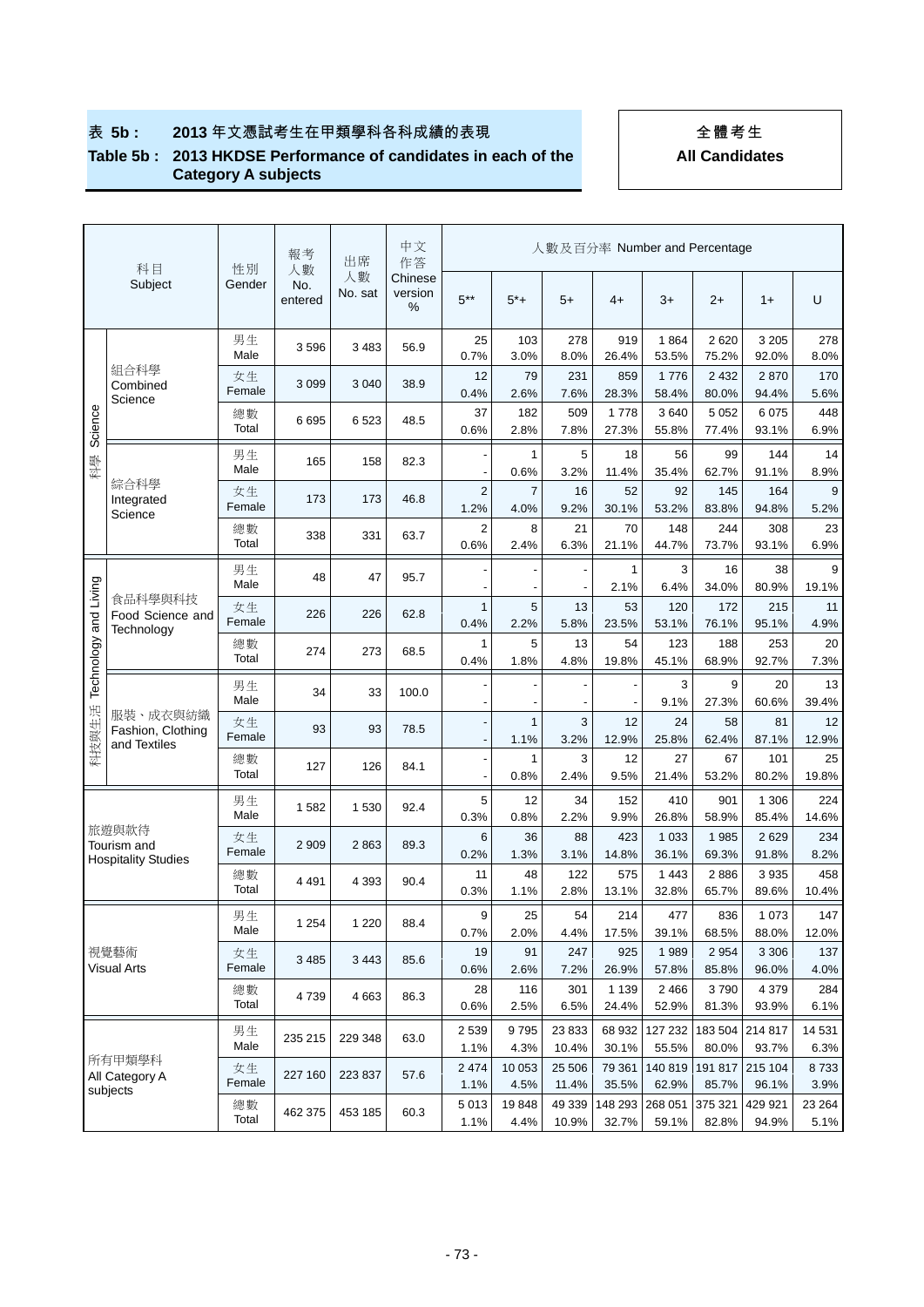# 表 5b : 2013 年文憑試考生在甲類學科各科成績的表現

# Table 5b : 2013 HKDSE Performance of candidates in each of the Category A subjects

**全體考生**
**All Candidates**

| 科目 Subject | | 性別 Gender | 報考人數 No. entered | 出席人數 No. sat | 中文作答 Chinese version % | 人數及百分率 Number and Percentage | | | | | | | |
|---|---|---|---|---|---|---|---|---|---|---|---|---|---|
| | | | | | | 5** | 5*+ | 5+ | 4+ | 3+ | 2+ | 1+ | U |
| 科學 Science | 組合科學 Combined Science | 男生 Male | 3 596 | 3 483 | 56.9 | 25 0.7% | 103 3.0% | 278 8.0% | 919 26.4% | 1 864 53.5% | 2 620 75.2% | 3 205 92.0% | 278 8.0% |
| | | 女生 Female | 3 099 | 3 040 | 38.9 | 12 0.4% | 79 2.6% | 231 7.6% | 859 28.3% | 1 776 58.4% | 2 432 80.0% | 2 870 94.4% | 170 5.6% |
| | | 總數 Total | 6 695 | 6 523 | 48.5 | 37 0.6% | 182 2.8% | 509 7.8% | 1 778 27.3% | 3 640 55.8% | 5 052 77.4% | 6 075 93.1% | 448 6.9% |
| | 綜合科學 Integrated Science | 男生 Male | 165 | 158 | 82.3 | - - | 1 0.6% | 5 3.2% | 18 11.4% | 56 35.4% | 99 62.7% | 144 91.1% | 14 8.9% |
| | | 女生 Female | 173 | 173 | 46.8 | 2 1.2% | 7 4.0% | 16 9.2% | 52 30.1% | 92 53.2% | 145 83.8% | 164 94.8% | 9 5.2% |
| | | 總數 Total | 338 | 331 | 63.7 | 2 0.6% | 8 2.4% | 21 6.3% | 70 21.1% | 148 44.7% | 244 73.7% | 308 93.1% | 23 6.9% |
| 科技與生活 Technology and Living | 食品科學與科技 Food Science and Technology | 男生 Male | 48 | 47 | 95.7 | - - | - - | - - | 1 2.1% | 3 6.4% | 16 34.0% | 38 80.9% | 9 19.1% |
| | | 女生 Female | 226 | 226 | 62.8 | 1 0.4% | 5 2.2% | 13 5.8% | 53 23.5% | 120 53.1% | 172 76.1% | 215 95.1% | 11 4.9% |
| | | 總數 Total | 274 | 273 | 68.5 | 1 0.4% | 5 1.8% | 13 4.8% | 54 19.8% | 123 45.1% | 188 68.9% | 253 92.7% | 20 7.3% |
| | 服裝、成衣與紡織 Fashion, Clothing and Textiles | 男生 Male | 34 | 33 | 100.0 | - - | - - | - - | - - | 3 9.1% | 9 27.3% | 20 60.6% | 13 39.4% |
| | | 女生 Female | 93 | 93 | 78.5 | - - | 1 1.1% | 3 3.2% | 12 12.9% | 24 25.8% | 58 62.4% | 81 87.1% | 12 12.9% |
| | | 總數 Total | 127 | 126 | 84.1 | - - | 1 0.8% | 3 2.4% | 12 9.5% | 27 21.4% | 67 53.2% | 101 80.2% | 25 19.8% |
| 旅遊與款待 Tourism and Hospitality Studies | | 男生 Male | 1 582 | 1 530 | 92.4 | 5 0.3% | 12 0.8% | 34 2.2% | 152 9.9% | 410 26.8% | 901 58.9% | 1 306 85.4% | 224 14.6% |
| | | 女生 Female | 2 909 | 2 863 | 89.3 | 6 0.2% | 36 1.3% | 88 3.1% | 423 14.8% | 1 033 36.1% | 1 985 69.3% | 2 629 91.8% | 234 8.2% |
| | | 總數 Total | 4 491 | 4 393 | 90.4 | 11 0.3% | 48 1.1% | 122 2.8% | 575 13.1% | 1 443 32.8% | 2 886 65.7% | 3 935 89.6% | 458 10.4% |
| 視覺藝術 Visual Arts | | 男生 Male | 1 254 | 1 220 | 88.4 | 9 0.7% | 25 2.0% | 54 4.4% | 214 17.5% | 477 39.1% | 836 68.5% | 1 073 88.0% | 147 12.0% |
| | | 女生 Female | 3 485 | 3 443 | 85.6 | 19 0.6% | 91 2.6% | 247 7.2% | 925 26.9% | 1 989 57.8% | 2 954 85.8% | 3 306 96.0% | 137 4.0% |
| | | 總數 Total | 4 739 | 4 663 | 86.3 | 28 0.6% | 116 2.5% | 301 6.5% | 1 139 24.4% | 2 466 52.9% | 3 790 81.3% | 4 379 93.9% | 284 6.1% |
| 所有甲類學科 All Category A subjects | | 男生 Male | 235 215 | 229 348 | 63.0 | 2 539 1.1% | 9 795 4.3% | 23 833 10.4% | 68 932 30.1% | 127 232 55.5% | 183 504 80.0% | 214 817 93.7% | 14 531 6.3% |
| | | 女生 Female | 227 160 | 223 837 | 57.6 | 2 474 1.1% | 10 053 4.5% | 25 506 11.4% | 79 361 35.5% | 140 819 62.9% | 191 817 85.7% | 215 104 96.1% | 8 733 3.9% |
| | | 總數 Total | 462 375 | 453 185 | 60.3 | 5 013 1.1% | 19 848 4.4% | 49 339 10.9% | 148 293 32.7% | 268 051 59.1% | 375 321 82.8% | 429 921 94.9% | 23 264 5.1% |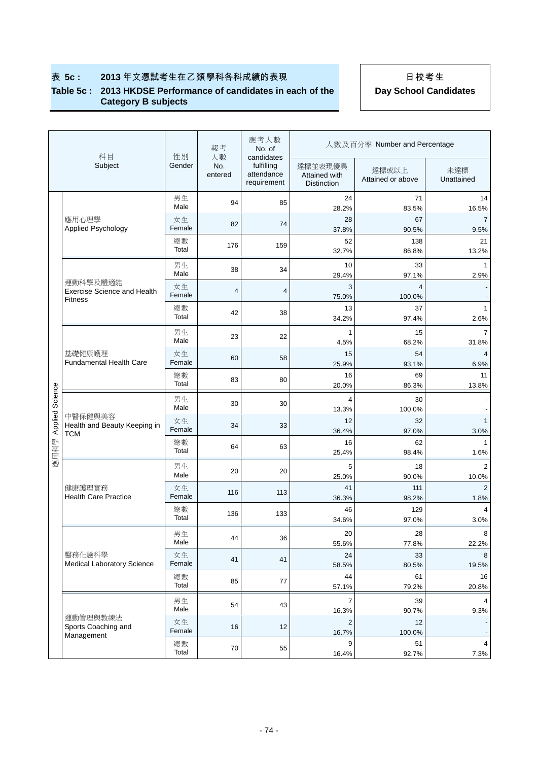**表 5c : 2013 年文憑試考生在乙類學科各科成績的表現**

**Table 5c : 2013 HKDSE Performance of candidates in each of the Category B subjects**

**日校考生**

**Day School Candidates**

| 科目 Subject | | 性別 Gender | 報考人數 No. entered | 應考人數 No. of candidates fulfilling attendance requirement | 人數及百分率 Number and Percentage | | |
|---|---|---|---|---|---|---|---|
| | | | | | 達標並表現優異 Attained with Distinction | 達標或以上 Attained or above | 未達標 Unattained |
| 應用科學 Applied Science | 應用心理學 Applied Psychology | 男生 Male | 94 | 85 | 24<br>28.2% | 71<br>83.5% | 14<br>16.5% |
| | | 女生 Female | 82 | 74 | 28<br>37.8% | 67<br>90.5% | 7<br>9.5% |
| | | 總數 Total | 176 | 159 | 52<br>32.7% | 138<br>86.8% | 21<br>13.2% |
| | 運動科學及體適能 Exercise Science and Health Fitness | 男生 Male | 38 | 34 | 10<br>29.4% | 33<br>97.1% | 1<br>2.9% |
| | | 女生 Female | 4 | 4 | 3<br>75.0% | 4<br>100.0% | -<br>- |
| | | 總數 Total | 42 | 38 | 13<br>34.2% | 37<br>97.4% | 1<br>2.6% |
| | 基礎健康護理 Fundamental Health Care | 男生 Male | 23 | 22 | 1<br>4.5% | 15<br>68.2% | 7<br>31.8% |
| | | 女生 Female | 60 | 58 | 15<br>25.9% | 54<br>93.1% | 4<br>6.9% |
| | | 總數 Total | 83 | 80 | 16<br>20.0% | 69<br>86.3% | 11<br>13.8% |
| | 中醫保健與美容 Health and Beauty Keeping in TCM | 男生 Male | 30 | 30 | 4<br>13.3% | 30<br>100.0% | -<br>- |
| | | 女生 Female | 34 | 33 | 12<br>36.4% | 32<br>97.0% | 1<br>3.0% |
| | | 總數 Total | 64 | 63 | 16<br>25.4% | 62<br>98.4% | 1<br>1.6% |
| | 健康護理實務 Health Care Practice | 男生 Male | 20 | 20 | 5<br>25.0% | 18<br>90.0% | 2<br>10.0% |
| | | 女生 Female | 116 | 113 | 41<br>36.3% | 111<br>98.2% | 2<br>1.8% |
| | | 總數 Total | 136 | 133 | 46<br>34.6% | 129<br>97.0% | 4<br>3.0% |
| | 醫務化驗科學 Medical Laboratory Science | 男生 Male | 44 | 36 | 20<br>55.6% | 28<br>77.8% | 8<br>22.2% |
| | | 女生 Female | 41 | 41 | 24<br>58.5% | 33<br>80.5% | 8<br>19.5% |
| | | 總數 Total | 85 | 77 | 44<br>57.1% | 61<br>79.2% | 16<br>20.8% |
| | 運動管理與教練法 Sports Coaching and Management | 男生 Male | 54 | 43 | 7<br>16.3% | 39<br>90.7% | 4<br>9.3% |
| | | 女生 Female | 16 | 12 | 2<br>16.7% | 12<br>100.0% | -<br>- |
| | | 總數 Total | 70 | 55 | 9<br>16.4% | 51<br>92.7% | 4<br>7.3% |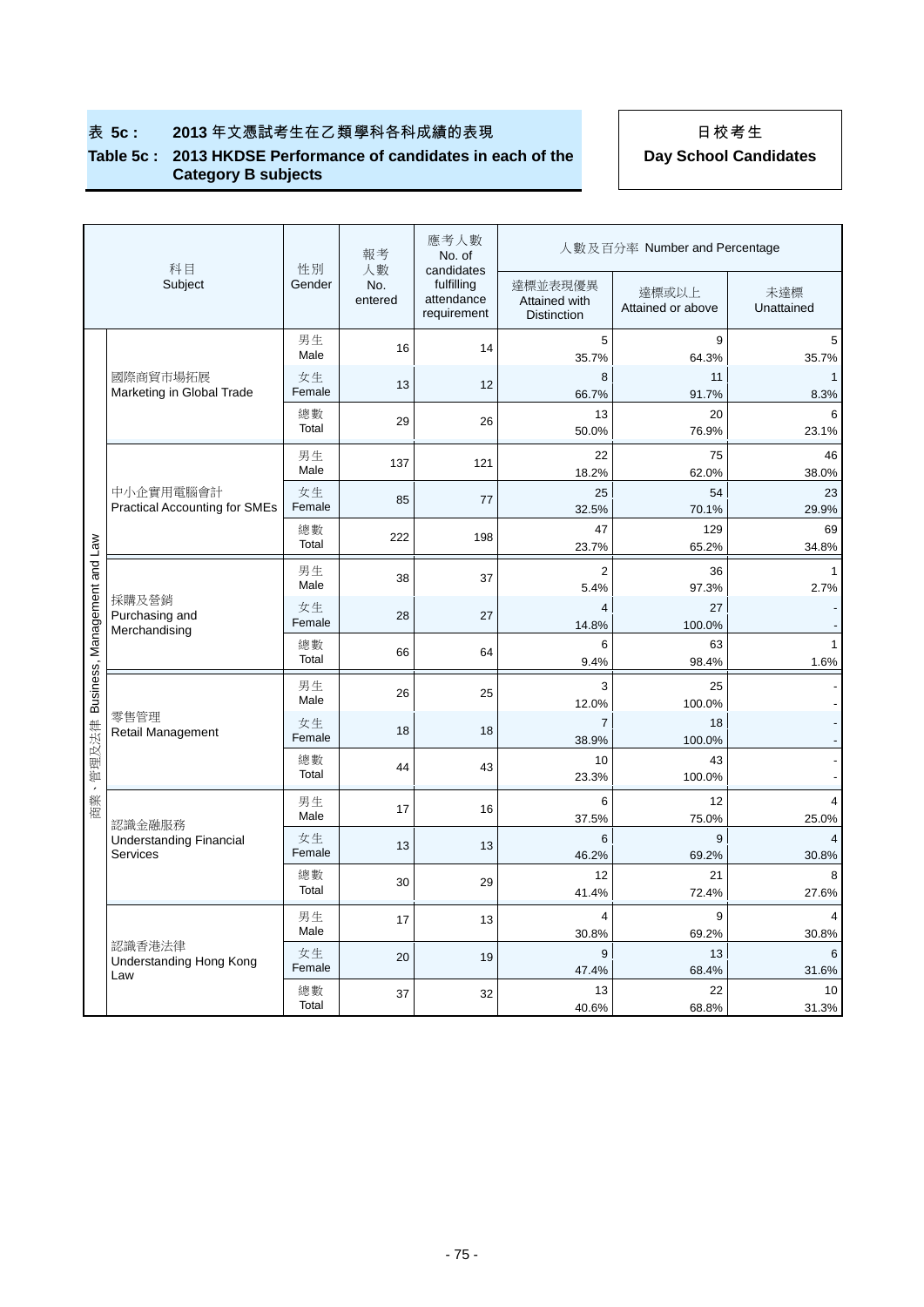**表 5c : 2013 年文憑試考生在乙類學科各科成績的表現**

**Table 5c : 2013 HKDSE Performance of candidates in each of the Category B subjects**

**日校考生**

**Day School Candidates**

| | 科目 Subject | 性別 Gender | 報考人數 No. entered | 應考人數 No. of candidates fulfilling attendance requirement | 人數及百分率 Number and Percentage | | |
|---|---|---|---|---|---|---|---|
| | | | | | 達標並表現優異 Attained with Distinction | 達標或以上 Attained or above | 未達標 Unattained |
| 商業、管理及法律 Business, Management and Law | 國際商貿市場拓展 Marketing in Global Trade | 男生 Male | 16 | 14 | 5 35.7% | 9 64.3% | 5 35.7% |
| | | 女生 Female | 13 | 12 | 8 66.7% | 11 91.7% | 1 8.3% |
| | | 總數 Total | 29 | 26 | 13 50.0% | 20 76.9% | 6 23.1% |
| | 中小企實用電腦會計 Practical Accounting for SMEs | 男生 Male | 137 | 121 | 22 18.2% | 75 62.0% | 46 38.0% |
| | | 女生 Female | 85 | 77 | 25 32.5% | 54 70.1% | 23 29.9% |
| | | 總數 Total | 222 | 198 | 47 23.7% | 129 65.2% | 69 34.8% |
| | 採購及營銷 Purchasing and Merchandising | 男生 Male | 38 | 37 | 2 5.4% | 36 97.3% | 1 2.7% |
| | | 女生 Female | 28 | 27 | 4 14.8% | 27 100.0% | - - |
| | | 總數 Total | 66 | 64 | 6 9.4% | 63 98.4% | 1 1.6% |
| | 零售管理 Retail Management | 男生 Male | 26 | 25 | 3 12.0% | 25 100.0% | - - |
| | | 女生 Female | 18 | 18 | 7 38.9% | 18 100.0% | - - |
| | | 總數 Total | 44 | 43 | 10 23.3% | 43 100.0% | - - |
| | 認識金融服務 Understanding Financial Services | 男生 Male | 17 | 16 | 6 37.5% | 12 75.0% | 4 25.0% |
| | | 女生 Female | 13 | 13 | 6 46.2% | 9 69.2% | 4 30.8% |
| | | 總數 Total | 30 | 29 | 12 41.4% | 21 72.4% | 8 27.6% |
| | 認識香港法律 Understanding Hong Kong Law | 男生 Male | 17 | 13 | 4 30.8% | 9 69.2% | 4 30.8% |
| | | 女生 Female | 20 | 19 | 9 47.4% | 13 68.4% | 6 31.6% |
| | | 總數 Total | 37 | 32 | 13 40.6% | 22 68.8% | 10 31.3% |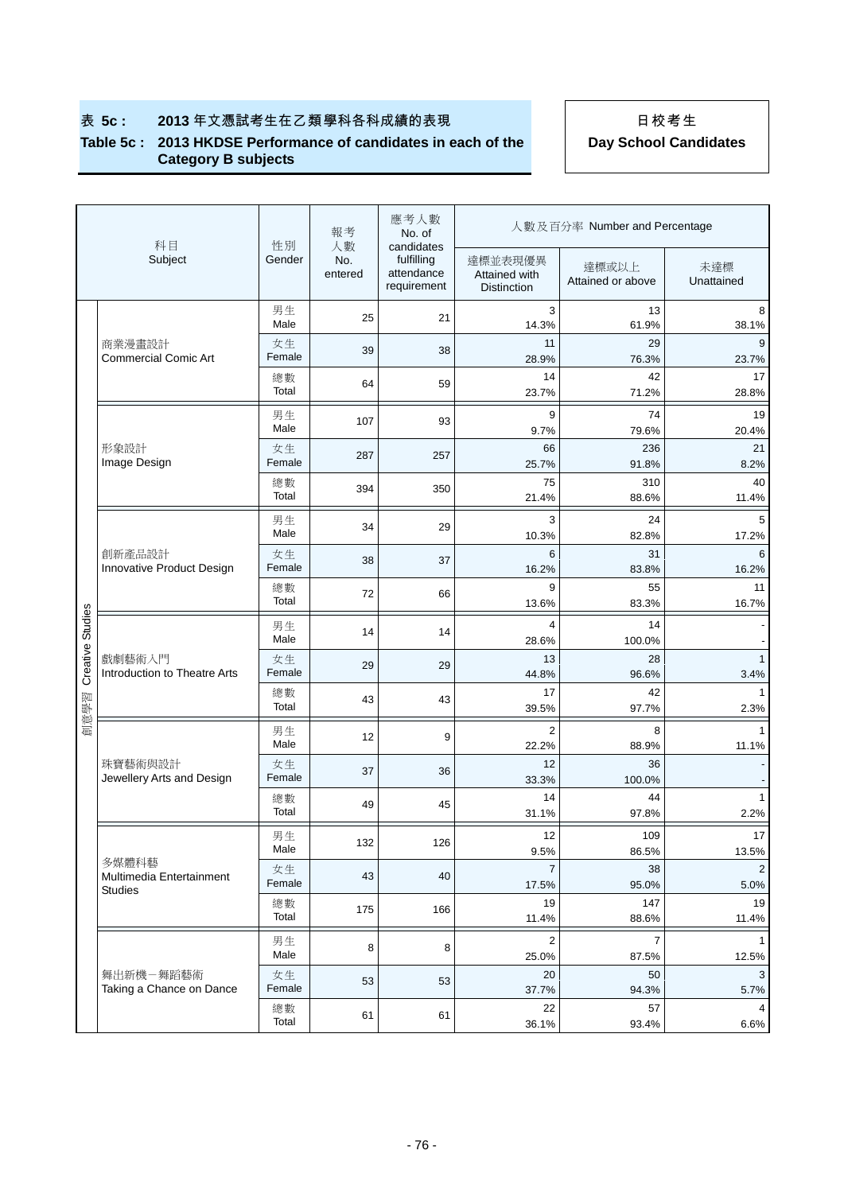# 表 5c : 2013 年文憑試考生在乙類學科各科成績的表現

## Table 5c : 2013 HKDSE Performance of candidates in each of the Category B subjects

**日校考生**

**Day School Candidates**

| | 科目 Subject | 性別 Gender | 報考人數 No. entered | 應考人數 No. of candidates fulfilling attendance requirement | 人數及百分率 Number and Percentage | | |
|---|---|---|---|---|---|---|---|
| | | | | | 達標並表現優異 Attained with Distinction | 達標或以上 Attained or above | 未達標 Unattained |
| 創意學習 Creative Studies | 商業漫畫設計 Commercial Comic Art | 男生 Male | 25 | 21 | 3<br>14.3% | 13<br>61.9% | 8<br>38.1% |
| | | 女生 Female | 39 | 38 | 11<br>28.9% | 29<br>76.3% | 9<br>23.7% |
| | | 總數 Total | 64 | 59 | 14<br>23.7% | 42<br>71.2% | 17<br>28.8% |
| | 形象設計 Image Design | 男生 Male | 107 | 93 | 9<br>9.7% | 74<br>79.6% | 19<br>20.4% |
| | | 女生 Female | 287 | 257 | 66<br>25.7% | 236<br>91.8% | 21<br>8.2% |
| | | 總數 Total | 394 | 350 | 75<br>21.4% | 310<br>88.6% | 40<br>11.4% |
| | 創新產品設計 Innovative Product Design | 男生 Male | 34 | 29 | 3<br>10.3% | 24<br>82.8% | 5<br>17.2% |
| | | 女生 Female | 38 | 37 | 6<br>16.2% | 31<br>83.8% | 6<br>16.2% |
| | | 總數 Total | 72 | 66 | 9<br>13.6% | 55<br>83.3% | 11<br>16.7% |
| | 戲劇藝術入門 Introduction to Theatre Arts | 男生 Male | 14 | 14 | 4<br>28.6% | 14<br>100.0% | -<br>- |
| | | 女生 Female | 29 | 29 | 13<br>44.8% | 28<br>96.6% | 1<br>3.4% |
| | | 總數 Total | 43 | 43 | 17<br>39.5% | 42<br>97.7% | 1<br>2.3% |
| | 珠寶藝術與設計 Jewellery Arts and Design | 男生 Male | 12 | 9 | 2<br>22.2% | 8<br>88.9% | 1<br>11.1% |
| | | 女生 Female | 37 | 36 | 12<br>33.3% | 36<br>100.0% | -<br>- |
| | | 總數 Total | 49 | 45 | 14<br>31.1% | 44<br>97.8% | 1<br>2.2% |
| | 多媒體科藝 Multimedia Entertainment Studies | 男生 Male | 132 | 126 | 12<br>9.5% | 109<br>86.5% | 17<br>13.5% |
| | | 女生 Female | 43 | 40 | 7<br>17.5% | 38<br>95.0% | 2<br>5.0% |
| | | 總數 Total | 175 | 166 | 19<br>11.4% | 147<br>88.6% | 19<br>11.4% |
| | 舞出新機－舞蹈藝術 Taking a Chance on Dance | 男生 Male | 8 | 8 | 2<br>25.0% | 7<br>87.5% | 1<br>12.5% |
| | | 女生 Female | 53 | 53 | 20<br>37.7% | 50<br>94.3% | 3<br>5.7% |
| | | 總數 Total | 61 | 61 | 22<br>36.1% | 57<br>93.4% | 4<br>6.6% |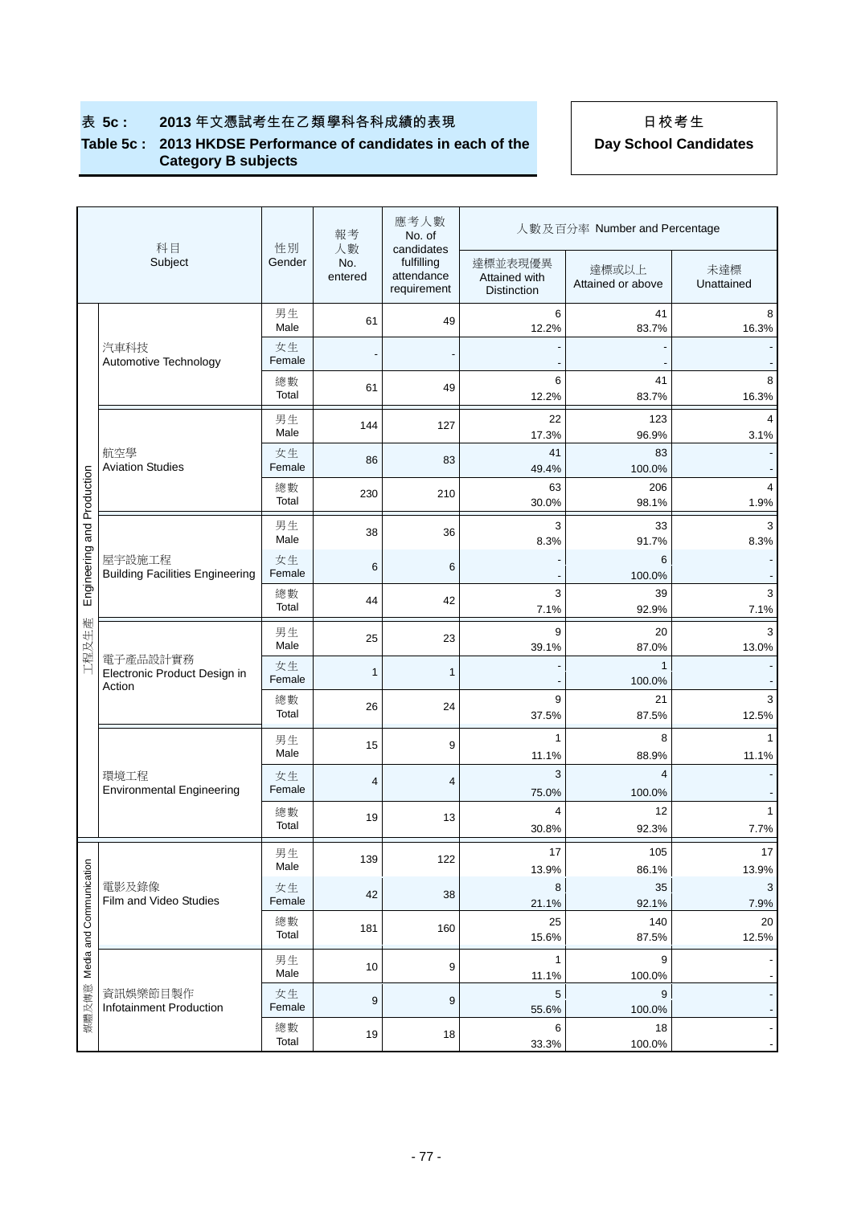**表 5c : 2013 年文憑試考生在乙類學科各科成績的表現**

**Table 5c : 2013 HKDSE Performance of candidates in each of the Category B subjects**

**日校考生**

**Day School Candidates**

| | 科目 Subject | 性別 Gender | 報考人數 No. entered | 應考人數 No. of candidates fulfilling attendance requirement | 人數及百分率 Number and Percentage | | |
|---|---|---|---|---|---|---|---|
| | | | | | 達標並表現優異 Attained with Distinction | 達標或以上 Attained or above | 未達標 Unattained |
| 工程及生產 Engineering and Production | 汽車科技 Automotive Technology | 男生 Male | 61 | 49 | 6<br>12.2% | 41<br>83.7% | 8<br>16.3% |
| | | 女生 Female | - | - | -<br>- | -<br>- | -<br>- |
| | | 總數 Total | 61 | 49 | 6<br>12.2% | 41<br>83.7% | 8<br>16.3% |
| | 航空學 Aviation Studies | 男生 Male | 144 | 127 | 22<br>17.3% | 123<br>96.9% | 4<br>3.1% |
| | | 女生 Female | 86 | 83 | 41<br>49.4% | 83<br>100.0% | -<br>- |
| | | 總數 Total | 230 | 210 | 63<br>30.0% | 206<br>98.1% | 4<br>1.9% |
| | 屋宇設施工程 Building Facilities Engineering | 男生 Male | 38 | 36 | 3<br>8.3% | 33<br>91.7% | 3<br>8.3% |
| | | 女生 Female | 6 | 6 | -<br>- | 6<br>100.0% | -<br>- |
| | | 總數 Total | 44 | 42 | 3<br>7.1% | 39<br>92.9% | 3<br>7.1% |
| | 電子產品設計實務 Electronic Product Design in Action | 男生 Male | 25 | 23 | 9<br>39.1% | 20<br>87.0% | 3<br>13.0% |
| | | 女生 Female | 1 | 1 | -<br>- | 1<br>100.0% | -<br>- |
| | | 總數 Total | 26 | 24 | 9<br>37.5% | 21<br>87.5% | 3<br>12.5% |
| | 環境工程 Environmental Engineering | 男生 Male | 15 | 9 | 1<br>11.1% | 8<br>88.9% | 1<br>11.1% |
| | | 女生 Female | 4 | 4 | 3<br>75.0% | 4<br>100.0% | -<br>- |
| | | 總數 Total | 19 | 13 | 4<br>30.8% | 12<br>92.3% | 1<br>7.7% |
| 媒體及傳意 Media and Communication | 電影及錄像 Film and Video Studies | 男生 Male | 139 | 122 | 17<br>13.9% | 105<br>86.1% | 17<br>13.9% |
| | | 女生 Female | 42 | 38 | 8<br>21.1% | 35<br>92.1% | 3<br>7.9% |
| | | 總數 Total | 181 | 160 | 25<br>15.6% | 140<br>87.5% | 20<br>12.5% |
| | 資訊娛樂節目製作 Infotainment Production | 男生 Male | 10 | 9 | 1<br>11.1% | 9<br>100.0% | -<br>- |
| | | 女生 Female | 9 | 9 | 5<br>55.6% | 9<br>100.0% | -<br>- |
| | | 總數 Total | 19 | 18 | 6<br>33.3% | 18<br>100.0% | -<br>- |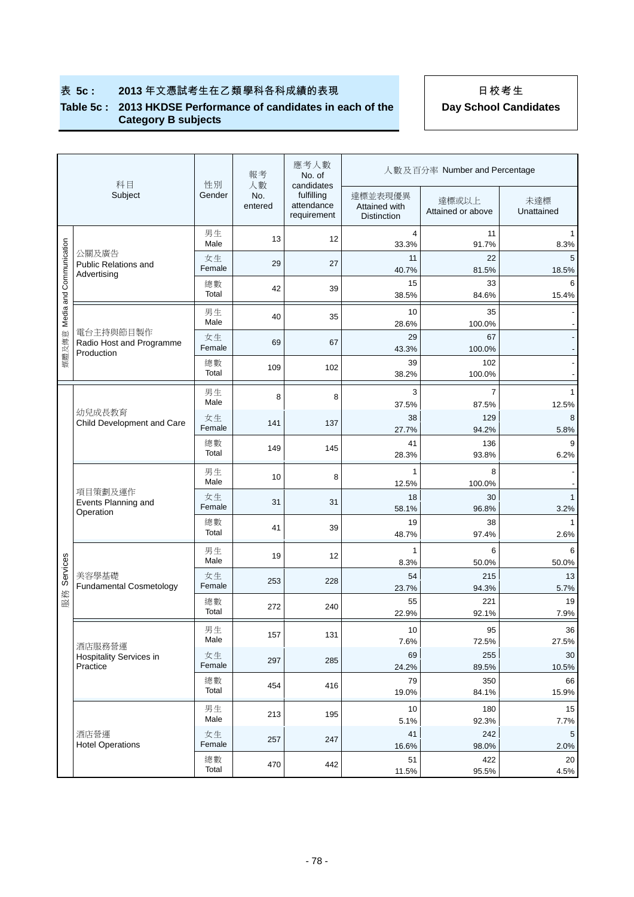## 表 5c : 2013 年文憑試考生在乙類學科各科成績的表現

## Table 5c : 2013 HKDSE Performance of candidates in each of the Category B subjects

**日校考生**

**Day School Candidates**

| | 科目 Subject | 性別 Gender | 報考人數 No. entered | 應考人數 No. of candidates fulfilling attendance requirement | 人數及百分率 Number and Percentage | | |
|---|---|---|---|---|---|---|---|
| | | | | | 達標並表現優異 Attained with Distinction | 達標或以上 Attained or above | 未達標 Unattained |
| 媒體及傳意 Media and Communication | 公關及廣告 Public Relations and Advertising | 男生 Male | 13 | 12 | 4<br>33.3% | 11<br>91.7% | 1<br>8.3% |
| | | 女生 Female | 29 | 27 | 11<br>40.7% | 22<br>81.5% | 5<br>18.5% |
| | | 總數 Total | 42 | 39 | 15<br>38.5% | 33<br>84.6% | 6<br>15.4% |
| | 電台主持與節目製作 Radio Host and Programme Production | 男生 Male | 40 | 35 | 10<br>28.6% | 35<br>100.0% | -<br>- |
| | | 女生 Female | 69 | 67 | 29<br>43.3% | 67<br>100.0% | -<br>- |
| | | 總數 Total | 109 | 102 | 39<br>38.2% | 102<br>100.0% | -<br>- |
| 服務 Services | 幼兒成長教育 Child Development and Care | 男生 Male | 8 | 8 | 3<br>37.5% | 7<br>87.5% | 1<br>12.5% |
| | | 女生 Female | 141 | 137 | 38<br>27.7% | 129<br>94.2% | 8<br>5.8% |
| | | 總數 Total | 149 | 145 | 41<br>28.3% | 136<br>93.8% | 9<br>6.2% |
| | 項目策劃及運作 Events Planning and Operation | 男生 Male | 10 | 8 | 1<br>12.5% | 8<br>100.0% | -<br>- |
| | | 女生 Female | 31 | 31 | 18<br>58.1% | 30<br>96.8% | 1<br>3.2% |
| | | 總數 Total | 41 | 39 | 19<br>48.7% | 38<br>97.4% | 1<br>2.6% |
| | 美容學基礎 Fundamental Cosmetology | 男生 Male | 19 | 12 | 1<br>8.3% | 6<br>50.0% | 6<br>50.0% |
| | | 女生 Female | 253 | 228 | 54<br>23.7% | 215<br>94.3% | 13<br>5.7% |
| | | 總數 Total | 272 | 240 | 55<br>22.9% | 221<br>92.1% | 19<br>7.9% |
| | 酒店服務營運 Hospitality Services in Practice | 男生 Male | 157 | 131 | 10<br>7.6% | 95<br>72.5% | 36<br>27.5% |
| | | 女生 Female | 297 | 285 | 69<br>24.2% | 255<br>89.5% | 30<br>10.5% |
| | | 總數 Total | 454 | 416 | 79<br>19.0% | 350<br>84.1% | 66<br>15.9% |
| | 酒店營運 Hotel Operations | 男生 Male | 213 | 195 | 10<br>5.1% | 180<br>92.3% | 15<br>7.7% |
| | | 女生 Female | 257 | 247 | 41<br>16.6% | 242<br>98.0% | 5<br>2.0% |
| | | 總數 Total | 470 | 442 | 51<br>11.5% | 422<br>95.5% | 20<br>4.5% |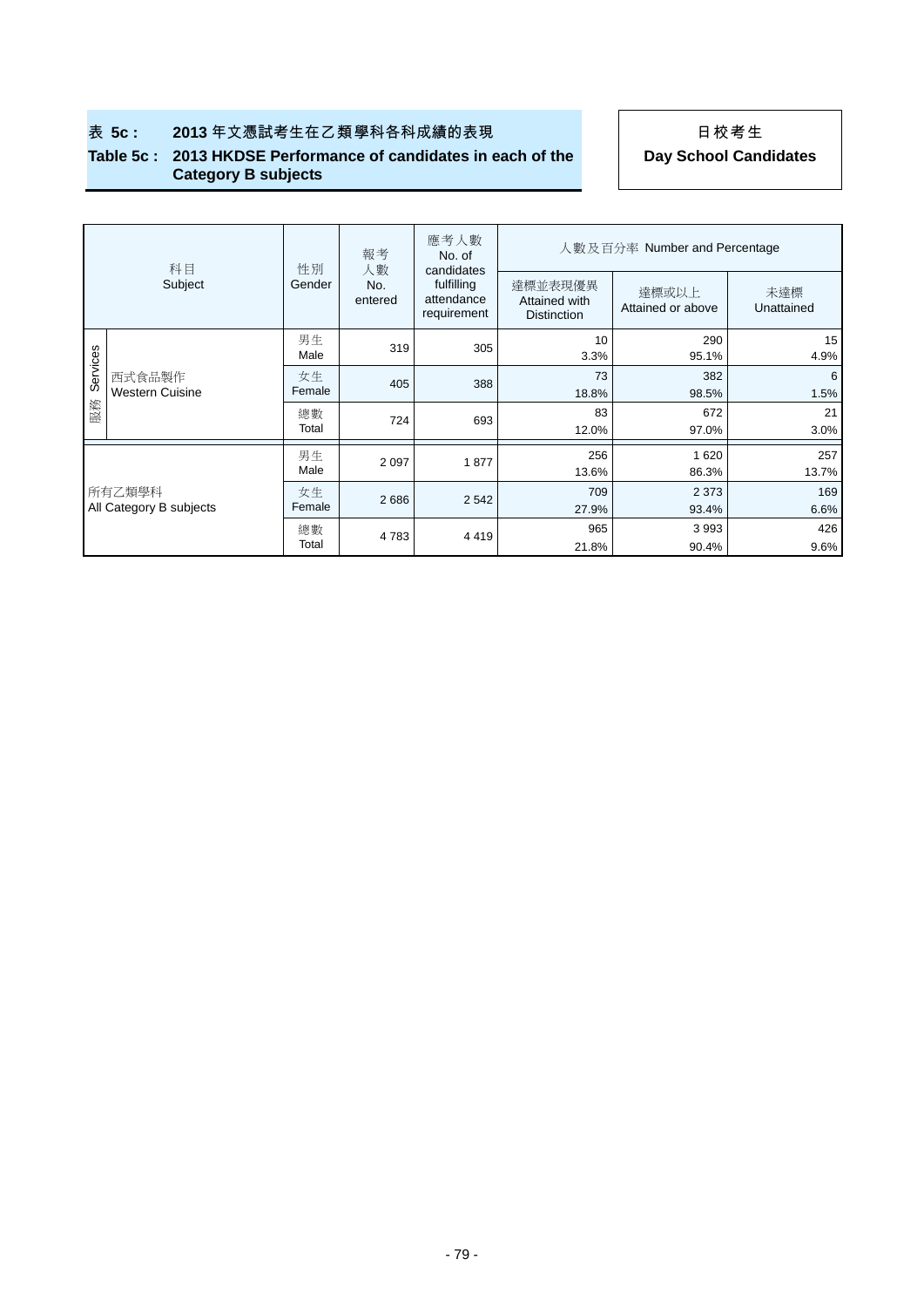**表 5c : 2013 年文憑試考生在乙類學科各科成績的表現**

**Table 5c : 2013 HKDSE Performance of candidates in each of the Category B subjects**

**日校考生**

**Day School Candidates**

| 科目 Subject | | 性別 Gender | 報考人數 No. entered | 應考人數 No. of candidates fulfilling attendance requirement | 人數及百分率 Number and Percentage | | |
|---|---|---|---|---|---|---|---|
| | | | | | 達標並表現優異 Attained with Distinction | 達標或以上 Attained or above | 未達標 Unattained |
| 服務 Services | 西式食品製作 Western Cuisine | 男生 Male | 319 | 305 | 10<br>3.3% | 290<br>95.1% | 15<br>4.9% |
| | | 女生 Female | 405 | 388 | 73<br>18.8% | 382<br>98.5% | 6<br>1.5% |
| | | 總數 Total | 724 | 693 | 83<br>12.0% | 672<br>97.0% | 21<br>3.0% |
| 所有乙類學科 All Category B subjects | | 男生 Male | 2 097 | 1 877 | 256<br>13.6% | 1 620<br>86.3% | 257<br>13.7% |
| | | 女生 Female | 2 686 | 2 542 | 709<br>27.9% | 2 373<br>93.4% | 169<br>6.6% |
| | | 總數 Total | 4 783 | 4 419 | 965<br>21.8% | 3 993<br>90.4% | 426<br>9.6% |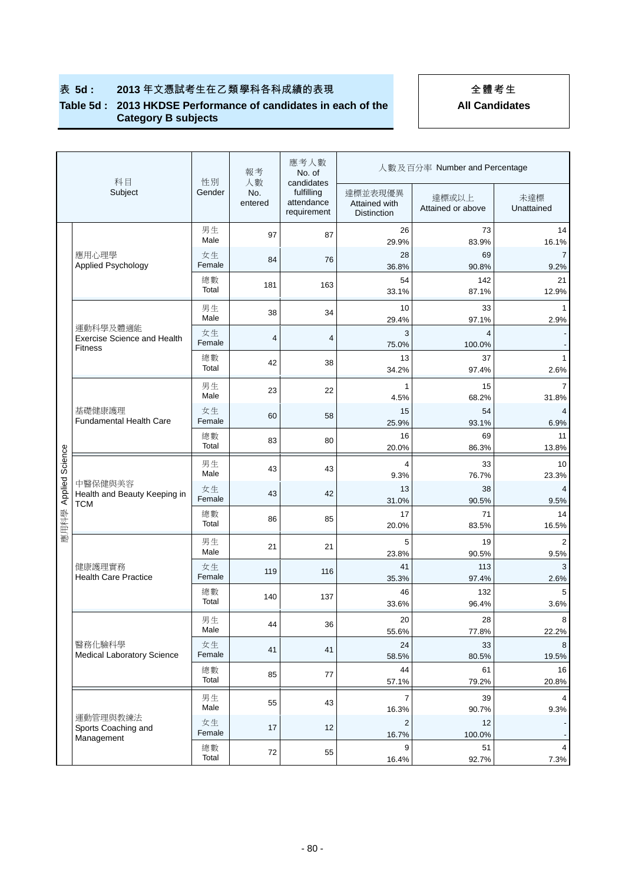**表 5d : 2013 年文憑試考生在乙類學科各科成績的表現**

**Table 5d : 2013 HKDSE Performance of candidates in each of the Category B subjects**

**全體考生**

**All Candidates**

| | 科目 Subject | 性別 Gender | 報考人數 No. entered | 應考人數 No. of candidates fulfilling attendance requirement | 人數及百分率 Number and Percentage 達標並表現優異 Attained with Distinction | 達標或以上 Attained or above | 未達標 Unattained |
|---|---|---|---|---|---|---|---|
| 應用科學 Applied Science | 應用心理學 Applied Psychology | 男生 Male | 97 | 87 | 26 29.9% | 73 83.9% | 14 16.1% |
| | | 女生 Female | 84 | 76 | 28 36.8% | 69 90.8% | 7 9.2% |
| | | 總數 Total | 181 | 163 | 54 33.1% | 142 87.1% | 21 12.9% |
| | 運動科學及體適能 Exercise Science and Health Fitness | 男生 Male | 38 | 34 | 10 29.4% | 33 97.1% | 1 2.9% |
| | | 女生 Female | 4 | 4 | 3 75.0% | 4 100.0% | - - |
| | | 總數 Total | 42 | 38 | 13 34.2% | 37 97.4% | 1 2.6% |
| | 基礎健康護理 Fundamental Health Care | 男生 Male | 23 | 22 | 1 4.5% | 15 68.2% | 7 31.8% |
| | | 女生 Female | 60 | 58 | 15 25.9% | 54 93.1% | 4 6.9% |
| | | 總數 Total | 83 | 80 | 16 20.0% | 69 86.3% | 11 13.8% |
| | 中醫保健與美容 Health and Beauty Keeping in TCM | 男生 Male | 43 | 43 | 4 9.3% | 33 76.7% | 10 23.3% |
| | | 女生 Female | 43 | 42 | 13 31.0% | 38 90.5% | 4 9.5% |
| | | 總數 Total | 86 | 85 | 17 20.0% | 71 83.5% | 14 16.5% |
| | 健康護理實務 Health Care Practice | 男生 Male | 21 | 21 | 5 23.8% | 19 90.5% | 2 9.5% |
| | | 女生 Female | 119 | 116 | 41 35.3% | 113 97.4% | 3 2.6% |
| | | 總數 Total | 140 | 137 | 46 33.6% | 132 96.4% | 5 3.6% |
| | 醫務化驗科學 Medical Laboratory Science | 男生 Male | 44 | 36 | 20 55.6% | 28 77.8% | 8 22.2% |
| | | 女生 Female | 41 | 41 | 24 58.5% | 33 80.5% | 8 19.5% |
| | | 總數 Total | 85 | 77 | 44 57.1% | 61 79.2% | 16 20.8% |
| | 運動管理與教練法 Sports Coaching and Management | 男生 Male | 55 | 43 | 7 16.3% | 39 90.7% | 4 9.3% |
| | | 女生 Female | 17 | 12 | 2 16.7% | 12 100.0% | - - |
| | | 總數 Total | 72 | 55 | 9 16.4% | 51 92.7% | 4 7.3% |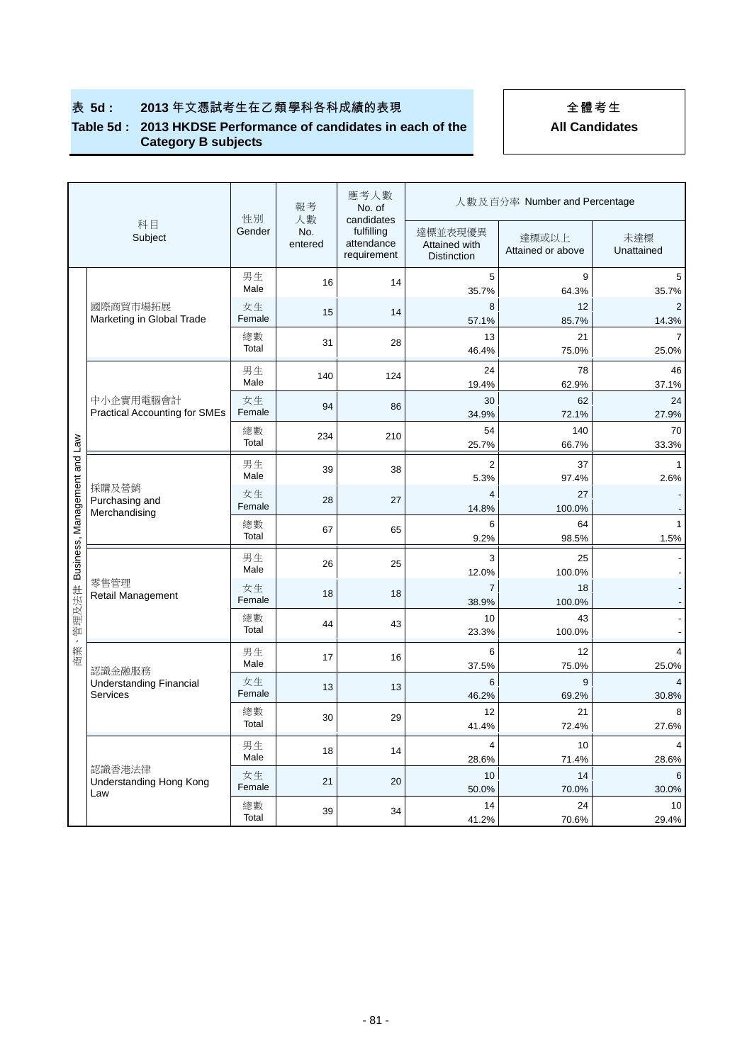**表 5d : 2013 年文憑試考生在乙類學科各科成績的表現**

**Table 5d : 2013 HKDSE Performance of candidates in each of the Category B subjects**

**全體考生**

**All Candidates**

| | 科目 Subject | 性別 Gender | 報考人數 No. entered | 應考人數 No. of candidates fulfilling attendance requirement | 人數及百分率 Number and Percentage | | |
|---|---|---|---|---|---|---|---|
| | | | | | 達標並表現優異 Attained with Distinction | 達標或以上 Attained or above | 未達標 Unattained |
| 商業、管理及法律 Business, Management and Law | 國際商貿市場拓展 Marketing in Global Trade | 男生 Male | 16 | 14 | 5<br>35.7% | 9<br>64.3% | 5<br>35.7% |
| | | 女生 Female | 15 | 14 | 8<br>57.1% | 12<br>85.7% | 2<br>14.3% |
| | | 總數 Total | 31 | 28 | 13<br>46.4% | 21<br>75.0% | 7<br>25.0% |
| | 中小企實用電腦會計 Practical Accounting for SMEs | 男生 Male | 140 | 124 | 24<br>19.4% | 78<br>62.9% | 46<br>37.1% |
| | | 女生 Female | 94 | 86 | 30<br>34.9% | 62<br>72.1% | 24<br>27.9% |
| | | 總數 Total | 234 | 210 | 54<br>25.7% | 140<br>66.7% | 70<br>33.3% |
| | 採購及營銷 Purchasing and Merchandising | 男生 Male | 39 | 38 | 2<br>5.3% | 37<br>97.4% | 1<br>2.6% |
| | | 女生 Female | 28 | 27 | 4<br>14.8% | 27<br>100.0% | -<br>- |
| | | 總數 Total | 67 | 65 | 6<br>9.2% | 64<br>98.5% | 1<br>1.5% |
| | 零售管理 Retail Management | 男生 Male | 26 | 25 | 3<br>12.0% | 25<br>100.0% | -<br>- |
| | | 女生 Female | 18 | 18 | 7<br>38.9% | 18<br>100.0% | -<br>- |
| | | 總數 Total | 44 | 43 | 10<br>23.3% | 43<br>100.0% | -<br>- |
| | 認識金融服務 Understanding Financial Services | 男生 Male | 17 | 16 | 6<br>37.5% | 12<br>75.0% | 4<br>25.0% |
| | | 女生 Female | 13 | 13 | 6<br>46.2% | 9<br>69.2% | 4<br>30.8% |
| | | 總數 Total | 30 | 29 | 12<br>41.4% | 21<br>72.4% | 8<br>27.6% |
| | 認識香港法律 Understanding Hong Kong Law | 男生 Male | 18 | 14 | 4<br>28.6% | 10<br>71.4% | 4<br>28.6% |
| | | 女生 Female | 21 | 20 | 10<br>50.0% | 14<br>70.0% | 6<br>30.0% |
| | | 總數 Total | 39 | 34 | 14<br>41.2% | 24<br>70.6% | 10<br>29.4% |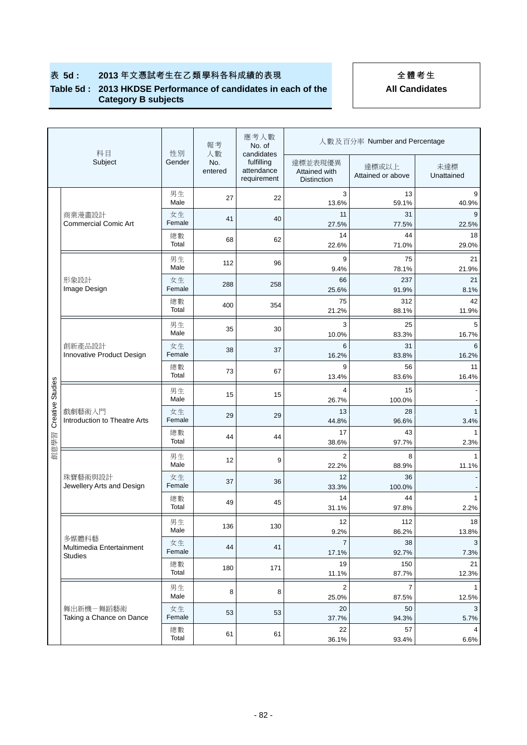**表 5d : 2013 年文憑試考生在乙類學科各科成績的表現**

**Table 5d : 2013 HKDSE Performance of candidates in each of the Category B subjects**

**全體考生**

**All Candidates**

| | 科目 Subject | 性別 Gender | 報考人數 No. entered | 應考人數 No. of candidates fulfilling attendance requirement | 人數及百分率 Number and Percentage | | |
|---|---|---|---|---|---|---|---|
| | | | | | 達標並表現優異 Attained with Distinction | 達標或以上 Attained or above | 未達標 Unattained |
| 創意學習 Creative Studies | 商業漫畫設計 Commercial Comic Art | 男生 Male | 27 | 22 | 3<br>13.6% | 13<br>59.1% | 9<br>40.9% |
| | | 女生 Female | 41 | 40 | 11<br>27.5% | 31<br>77.5% | 9<br>22.5% |
| | | 總數 Total | 68 | 62 | 14<br>22.6% | 44<br>71.0% | 18<br>29.0% |
| | 形象設計 Image Design | 男生 Male | 112 | 96 | 9<br>9.4% | 75<br>78.1% | 21<br>21.9% |
| | | 女生 Female | 288 | 258 | 66<br>25.6% | 237<br>91.9% | 21<br>8.1% |
| | | 總數 Total | 400 | 354 | 75<br>21.2% | 312<br>88.1% | 42<br>11.9% |
| | 創新產品設計 Innovative Product Design | 男生 Male | 35 | 30 | 3<br>10.0% | 25<br>83.3% | 5<br>16.7% |
| | | 女生 Female | 38 | 37 | 6<br>16.2% | 31<br>83.8% | 6<br>16.2% |
| | | 總數 Total | 73 | 67 | 9<br>13.4% | 56<br>83.6% | 11<br>16.4% |
| | 戲劇藝術入門 Introduction to Theatre Arts | 男生 Male | 15 | 15 | 4<br>26.7% | 15<br>100.0% | -<br>- |
| | | 女生 Female | 29 | 29 | 13<br>44.8% | 28<br>96.6% | 1<br>3.4% |
| | | 總數 Total | 44 | 44 | 17<br>38.6% | 43<br>97.7% | 1<br>2.3% |
| | 珠寶藝術與設計 Jewellery Arts and Design | 男生 Male | 12 | 9 | 2<br>22.2% | 8<br>88.9% | 1<br>11.1% |
| | | 女生 Female | 37 | 36 | 12<br>33.3% | 36<br>100.0% | -<br>- |
| | | 總數 Total | 49 | 45 | 14<br>31.1% | 44<br>97.8% | 1<br>2.2% |
| | 多媒體科藝 Multimedia Entertainment Studies | 男生 Male | 136 | 130 | 12<br>9.2% | 112<br>86.2% | 18<br>13.8% |
| | | 女生 Female | 44 | 41 | 7<br>17.1% | 38<br>92.7% | 3<br>7.3% |
| | | 總數 Total | 180 | 171 | 19<br>11.1% | 150<br>87.7% | 21<br>12.3% |
| | 舞出新機－舞蹈藝術 Taking a Chance on Dance | 男生 Male | 8 | 8 | 2<br>25.0% | 7<br>87.5% | 1<br>12.5% |
| | | 女生 Female | 53 | 53 | 20<br>37.7% | 50<br>94.3% | 3<br>5.7% |
| | | 總數 Total | 61 | 61 | 22<br>36.1% | 57<br>93.4% | 4<br>6.6% |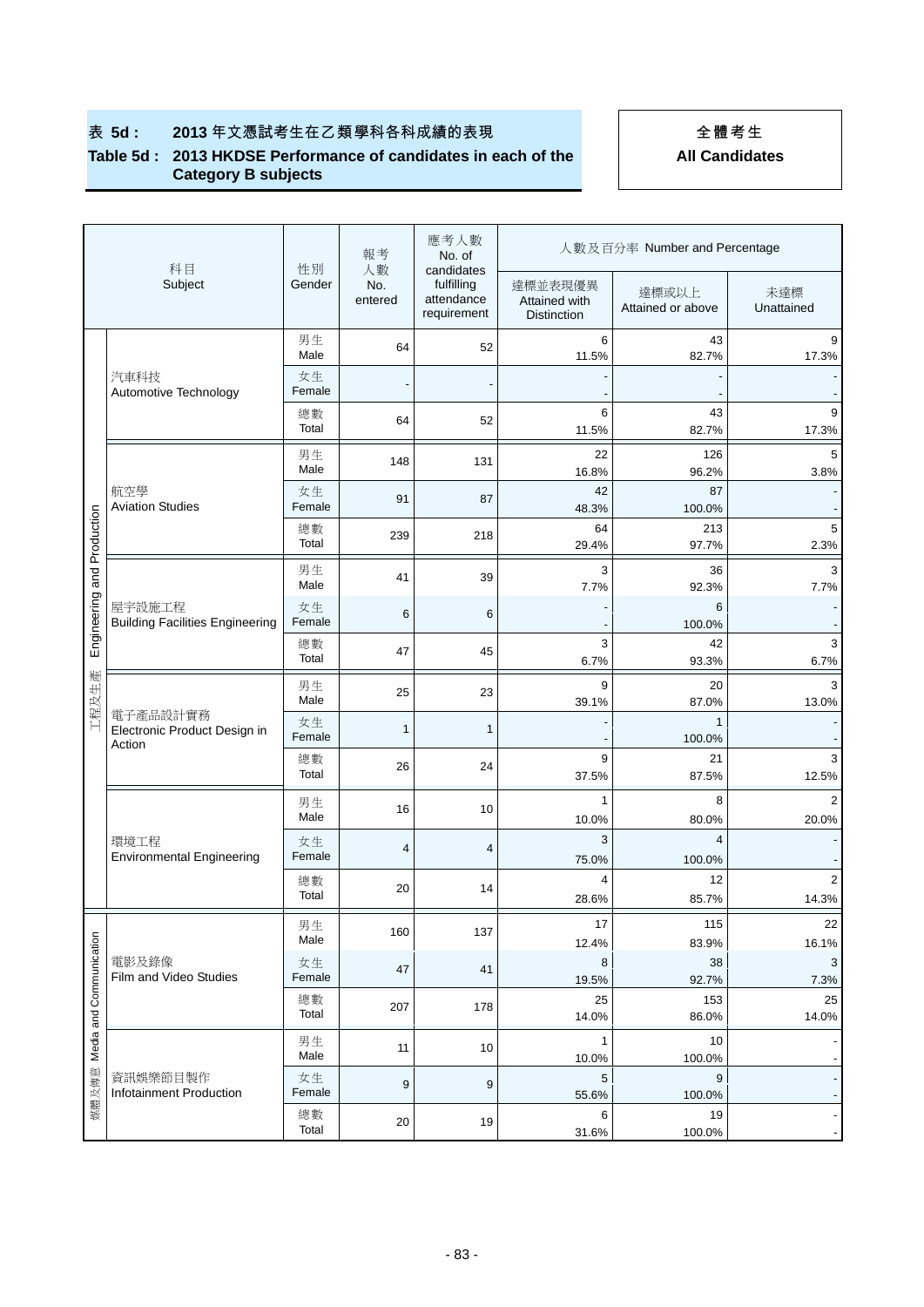**表 5d : 2013 年文憑試考生在乙類學科各科成績的表現**

**Table 5d : 2013 HKDSE Performance of candidates in each of the Category B subjects**

**全體考生**

**All Candidates**

| | 科目 Subject | 性別 Gender | 報考人數 No. entered | 應考人數 No. of candidates fulfilling attendance requirement | 人數及百分率 Number and Percentage | | |
|---|---|---|---|---|---|---|---|
| | | | | | 達標並表現優異 Attained with Distinction | 達標或以上 Attained or above | 未達標 Unattained |
| 工程及生產 Engineering and Production | 汽車科技 Automotive Technology | 男生 Male | 64 | 52 | 6<br>11.5% | 43<br>82.7% | 9<br>17.3% |
| | | 女生 Female | - | - | -<br>- | -<br>- | -<br>- |
| | | 總數 Total | 64 | 52 | 6<br>11.5% | 43<br>82.7% | 9<br>17.3% |
| | 航空學 Aviation Studies | 男生 Male | 148 | 131 | 22<br>16.8% | 126<br>96.2% | 5<br>3.8% |
| | | 女生 Female | 91 | 87 | 42<br>48.3% | 87<br>100.0% | -<br>- |
| | | 總數 Total | 239 | 218 | 64<br>29.4% | 213<br>97.7% | 5<br>2.3% |
| | 屋宇設施工程 Building Facilities Engineering | 男生 Male | 41 | 39 | 3<br>7.7% | 36<br>92.3% | 3<br>7.7% |
| | | 女生 Female | 6 | 6 | -<br>- | 6<br>100.0% | -<br>- |
| | | 總數 Total | 47 | 45 | 3<br>6.7% | 42<br>93.3% | 3<br>6.7% |
| | 電子產品設計實務 Electronic Product Design in Action | 男生 Male | 25 | 23 | 9<br>39.1% | 20<br>87.0% | 3<br>13.0% |
| | | 女生 Female | 1 | 1 | -<br>- | 1<br>100.0% | -<br>- |
| | | 總數 Total | 26 | 24 | 9<br>37.5% | 21<br>87.5% | 3<br>12.5% |
| | 環境工程 Environmental Engineering | 男生 Male | 16 | 10 | 1<br>10.0% | 8<br>80.0% | 2<br>20.0% |
| | | 女生 Female | 4 | 4 | 3<br>75.0% | 4<br>100.0% | -<br>- |
| | | 總數 Total | 20 | 14 | 4<br>28.6% | 12<br>85.7% | 2<br>14.3% |
| 媒體及傳意 Media and Communication | 電影及錄像 Film and Video Studies | 男生 Male | 160 | 137 | 17<br>12.4% | 115<br>83.9% | 22<br>16.1% |
| | | 女生 Female | 47 | 41 | 8<br>19.5% | 38<br>92.7% | 3<br>7.3% |
| | | 總數 Total | 207 | 178 | 25<br>14.0% | 153<br>86.0% | 25<br>14.0% |
| | 資訊娛樂節目製作 Infotainment Production | 男生 Male | 11 | 10 | 1<br>10.0% | 10<br>100.0% | -<br>- |
| | | 女生 Female | 9 | 9 | 5<br>55.6% | 9<br>100.0% | -<br>- |
| | | 總數 Total | 20 | 19 | 6<br>31.6% | 19<br>100.0% | -<br>- |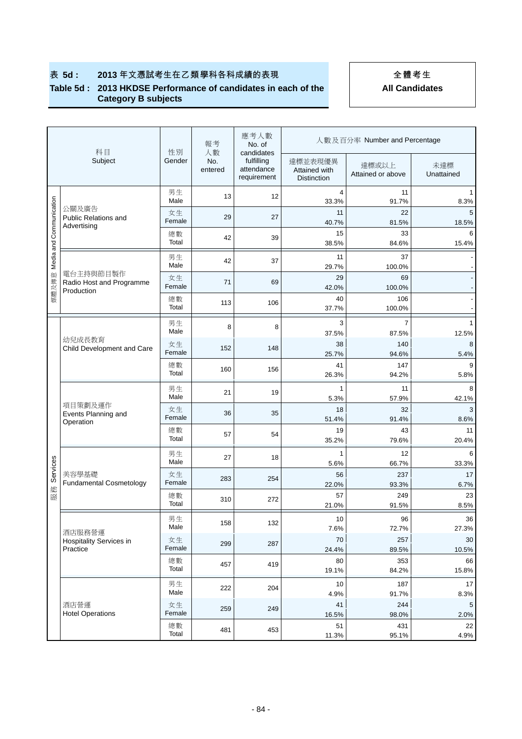# 表 5d : 2013 年文憑試考生在乙類學科各科成績的表現

**Table 5d : 2013 HKDSE Performance of candidates in each of the Category B subjects**

**全體考生**

**All Candidates**

| | 科目 Subject | 性別 Gender | 報考人數 No. entered | 應考人數 No. of candidates fulfilling attendance requirement | 人數及百分率 Number and Percentage | | |
|---|---|---|---|---|---|---|---|
| | | | | | 達標並表現優異 Attained with Distinction | 達標或以上 Attained or above | 未達標 Unattained |
| 媒體及傳意 Media and Communication | 公關及廣告 Public Relations and Advertising | 男生 Male | 13 | 12 | 4 33.3% | 11 91.7% | 1 8.3% |
| | | 女生 Female | 29 | 27 | 11 40.7% | 22 81.5% | 5 18.5% |
| | | 總數 Total | 42 | 39 | 15 38.5% | 33 84.6% | 6 15.4% |
| | 電台主持與節目製作 Radio Host and Programme Production | 男生 Male | 42 | 37 | 11 29.7% | 37 100.0% | - - |
| | | 女生 Female | 71 | 69 | 29 42.0% | 69 100.0% | - - |
| | | 總數 Total | 113 | 106 | 40 37.7% | 106 100.0% | - - |
| 服務 Services | 幼兒成長教育 Child Development and Care | 男生 Male | 8 | 8 | 3 37.5% | 7 87.5% | 1 12.5% |
| | | 女生 Female | 152 | 148 | 38 25.7% | 140 94.6% | 8 5.4% |
| | | 總數 Total | 160 | 156 | 41 26.3% | 147 94.2% | 9 5.8% |
| | 項目策劃及運作 Events Planning and Operation | 男生 Male | 21 | 19 | 1 5.3% | 11 57.9% | 8 42.1% |
| | | 女生 Female | 36 | 35 | 18 51.4% | 32 91.4% | 3 8.6% |
| | | 總數 Total | 57 | 54 | 19 35.2% | 43 79.6% | 11 20.4% |
| | 美容學基礎 Fundamental Cosmetology | 男生 Male | 27 | 18 | 1 5.6% | 12 66.7% | 6 33.3% |
| | | 女生 Female | 283 | 254 | 56 22.0% | 237 93.3% | 17 6.7% |
| | | 總數 Total | 310 | 272 | 57 21.0% | 249 91.5% | 23 8.5% |
| | 酒店服務營運 Hospitality Services in Practice | 男生 Male | 158 | 132 | 10 7.6% | 96 72.7% | 36 27.3% |
| | | 女生 Female | 299 | 287 | 70 24.4% | 257 89.5% | 30 10.5% |
| | | 總數 Total | 457 | 419 | 80 19.1% | 353 84.2% | 66 15.8% |
| | 酒店營運 Hotel Operations | 男生 Male | 222 | 204 | 10 4.9% | 187 91.7% | 17 8.3% |
| | | 女生 Female | 259 | 249 | 41 16.5% | 244 98.0% | 5 2.0% |
| | | 總數 Total | 481 | 453 | 51 11.3% | 431 95.1% | 22 4.9% |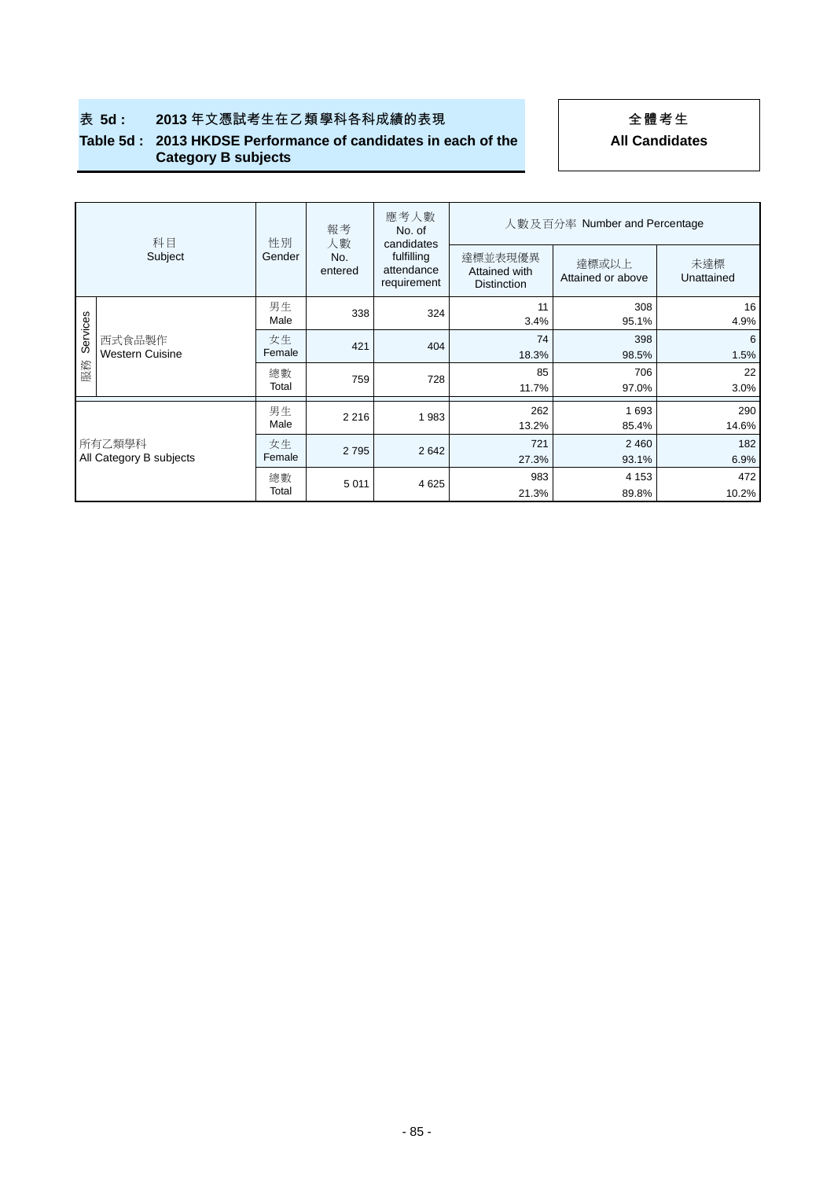**表 5d : 2013 年文憑試考生在乙類學科各科成績的表現**

**Table 5d : 2013 HKDSE Performance of candidates in each of the Category B subjects**

**全體考生**

**All Candidates**

| 科目 Subject | | 性別 Gender | 報考人數 No. entered | 應考人數 No. of candidates fulfilling attendance requirement | 人數及百分率 Number and Percentage | | |
|---|---|---|---|---|---|---|---|
| | | | | | 達標並表現優異 Attained with Distinction | 達標或以上 Attained or above | 未達標 Unattained |
| 服務 Services | 西式食品製作 Western Cuisine | 男生 Male | 338 | 324 | 11<br>3.4% | 308<br>95.1% | 16<br>4.9% |
| | | 女生 Female | 421 | 404 | 74<br>18.3% | 398<br>98.5% | 6<br>1.5% |
| | | 總數 Total | 759 | 728 | 85<br>11.7% | 706<br>97.0% | 22<br>3.0% |
| 所有乙類學科 All Category B subjects | | 男生 Male | 2 216 | 1 983 | 262<br>13.2% | 1 693<br>85.4% | 290<br>14.6% |
| | | 女生 Female | 2 795 | 2 642 | 721<br>27.3% | 2 460<br>93.1% | 182<br>6.9% |
| | | 總數 Total | 5 011 | 4 625 | 983<br>21.3% | 4 153<br>89.8% | 472<br>10.2% |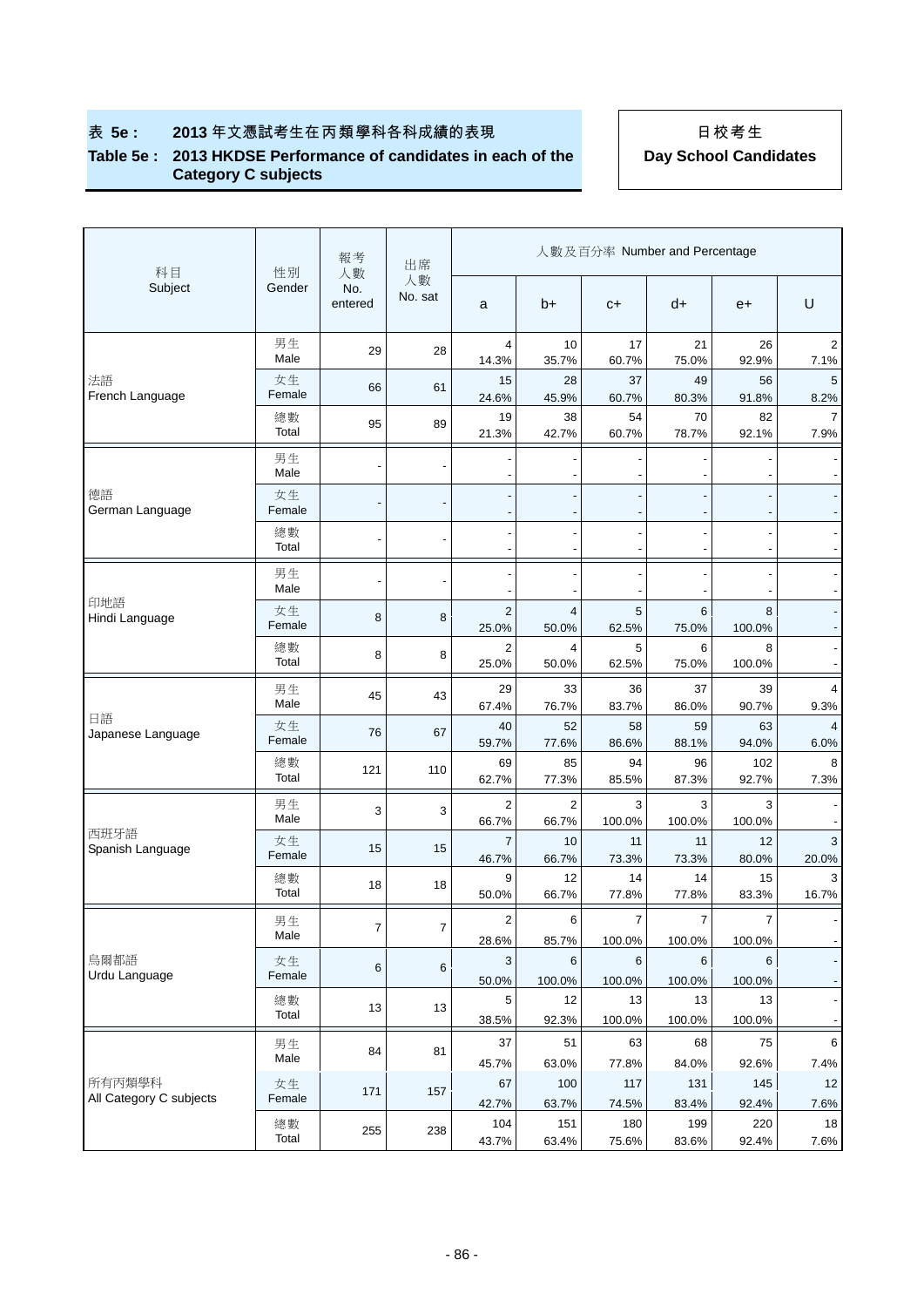## 表 5e : 2013 年文憑試考生在丙類學科各科成績的表現

## Table 5e : 2013 HKDSE Performance of candidates in each of the Category C subjects

**日校考生**
**Day School Candidates**

| 科目 Subject | 性別 Gender | 報考人數 No. entered | 出席人數 No. sat | 人數及百分率 Number and Percentage | | | | | |
|---|---|---|---|---|---|---|---|---|---|
| | | | | a | b+ | c+ | d+ | e+ | U |
| 法語 French Language | 男生 Male | 29 | 28 | 4<br>14.3% | 10<br>35.7% | 17<br>60.7% | 21<br>75.0% | 26<br>92.9% | 2<br>7.1% |
| | 女生 Female | 66 | 61 | 15<br>24.6% | 28<br>45.9% | 37<br>60.7% | 49<br>80.3% | 56<br>91.8% | 5<br>8.2% |
| | 總數 Total | 95 | 89 | 19<br>21.3% | 38<br>42.7% | 54<br>60.7% | 70<br>78.7% | 82<br>92.1% | 7<br>7.9% |
| 德語 German Language | 男生 Male | - | - | -<br>- | -<br>- | -<br>- | -<br>- | -<br>- | -<br>- |
| | 女生 Female | - | - | -<br>- | -<br>- | -<br>- | -<br>- | -<br>- | -<br>- |
| | 總數 Total | - | - | -<br>- | -<br>- | -<br>- | -<br>- | -<br>- | -<br>- |
| 印地語 Hindi Language | 男生 Male | - | - | -<br>- | -<br>- | -<br>- | -<br>- | -<br>- | -<br>- |
| | 女生 Female | 8 | 8 | 2<br>25.0% | 4<br>50.0% | 5<br>62.5% | 6<br>75.0% | 8<br>100.0% | -<br>- |
| | 總數 Total | 8 | 8 | 2<br>25.0% | 4<br>50.0% | 5<br>62.5% | 6<br>75.0% | 8<br>100.0% | -<br>- |
| 日語 Japanese Language | 男生 Male | 45 | 43 | 29<br>67.4% | 33<br>76.7% | 36<br>83.7% | 37<br>86.0% | 39<br>90.7% | 4<br>9.3% |
| | 女生 Female | 76 | 67 | 40<br>59.7% | 52<br>77.6% | 58<br>86.6% | 59<br>88.1% | 63<br>94.0% | 4<br>6.0% |
| | 總數 Total | 121 | 110 | 69<br>62.7% | 85<br>77.3% | 94<br>85.5% | 96<br>87.3% | 102<br>92.7% | 8<br>7.3% |
| 西班牙語 Spanish Language | 男生 Male | 3 | 3 | 2<br>66.7% | 2<br>66.7% | 3<br>100.0% | 3<br>100.0% | 3<br>100.0% | -<br>- |
| | 女生 Female | 15 | 15 | 7<br>46.7% | 10<br>66.7% | 11<br>73.3% | 11<br>73.3% | 12<br>80.0% | 3<br>20.0% |
| | 總數 Total | 18 | 18 | 9<br>50.0% | 12<br>66.7% | 14<br>77.8% | 14<br>77.8% | 15<br>83.3% | 3<br>16.7% |
| 烏爾都語 Urdu Language | 男生 Male | 7 | 7 | 2<br>28.6% | 6<br>85.7% | 7<br>100.0% | 7<br>100.0% | 7<br>100.0% | -<br>- |
| | 女生 Female | 6 | 6 | 3<br>50.0% | 6<br>100.0% | 6<br>100.0% | 6<br>100.0% | 6<br>100.0% | -<br>- |
| | 總數 Total | 13 | 13 | 5<br>38.5% | 12<br>92.3% | 13<br>100.0% | 13<br>100.0% | 13<br>100.0% | -<br>- |
| 所有丙類學科 All Category C subjects | 男生 Male | 84 | 81 | 37<br>45.7% | 51<br>63.0% | 63<br>77.8% | 68<br>84.0% | 75<br>92.6% | 6<br>7.4% |
| | 女生 Female | 171 | 157 | 67<br>42.7% | 100<br>63.7% | 117<br>74.5% | 131<br>83.4% | 145<br>92.4% | 12<br>7.6% |
| | 總數 Total | 255 | 238 | 104<br>43.7% | 151<br>63.4% | 180<br>75.6% | 199<br>83.6% | 220<br>92.4% | 18<br>7.6% |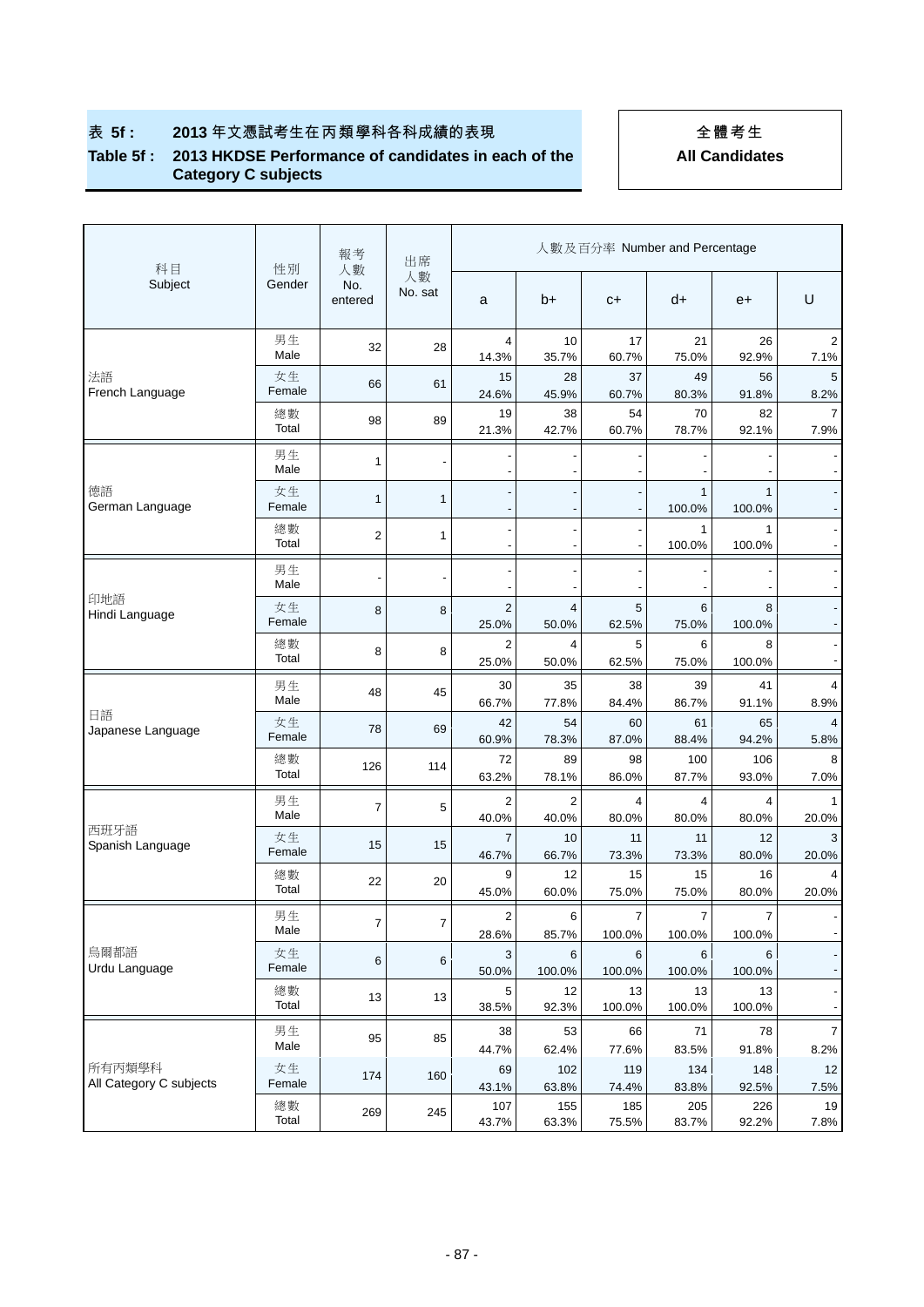# 表 5f : 2013 年文憑試考生在丙類學科各科成績的表現

# Table 5f : 2013 HKDSE Performance of candidates in each of the Category C subjects

**全體考生**
**All Candidates**

| 科目 Subject | 性別 Gender | 報考人數 No. entered | 出席人數 No. sat | 人數及百分率 Number and Percentage | | | | | |
|---|---|---|---|---|---|---|---|---|---|
| | | | | a | b+ | c+ | d+ | e+ | U |
| 法語 French Language | 男生 Male | 32 | 28 | 4<br>14.3% | 10<br>35.7% | 17<br>60.7% | 21<br>75.0% | 26<br>92.9% | 2<br>7.1% |
| | 女生 Female | 66 | 61 | 15<br>24.6% | 28<br>45.9% | 37<br>60.7% | 49<br>80.3% | 56<br>91.8% | 5<br>8.2% |
| | 總數 Total | 98 | 89 | 19<br>21.3% | 38<br>42.7% | 54<br>60.7% | 70<br>78.7% | 82<br>92.1% | 7<br>7.9% |
| 德語 German Language | 男生 Male | 1 | - | -<br>- | -<br>- | -<br>- | -<br>- | -<br>- | -<br>- |
| | 女生 Female | 1 | 1 | -<br>- | -<br>- | -<br>- | 1<br>100.0% | 1<br>100.0% | -<br>- |
| | 總數 Total | 2 | 1 | -<br>- | -<br>- | -<br>- | 1<br>100.0% | 1<br>100.0% | -<br>- |
| 印地語 Hindi Language | 男生 Male | - | - | -<br>- | -<br>- | -<br>- | -<br>- | -<br>- | -<br>- |
| | 女生 Female | 8 | 8 | 2<br>25.0% | 4<br>50.0% | 5<br>62.5% | 6<br>75.0% | 8<br>100.0% | -<br>- |
| | 總數 Total | 8 | 8 | 2<br>25.0% | 4<br>50.0% | 5<br>62.5% | 6<br>75.0% | 8<br>100.0% | -<br>- |
| 日語 Japanese Language | 男生 Male | 48 | 45 | 30<br>66.7% | 35<br>77.8% | 38<br>84.4% | 39<br>86.7% | 41<br>91.1% | 4<br>8.9% |
| | 女生 Female | 78 | 69 | 42<br>60.9% | 54<br>78.3% | 60<br>87.0% | 61<br>88.4% | 65<br>94.2% | 4<br>5.8% |
| | 總數 Total | 126 | 114 | 72<br>63.2% | 89<br>78.1% | 98<br>86.0% | 100<br>87.7% | 106<br>93.0% | 8<br>7.0% |
| 西班牙語 Spanish Language | 男生 Male | 7 | 5 | 2<br>40.0% | 2<br>40.0% | 4<br>80.0% | 4<br>80.0% | 4<br>80.0% | 1<br>20.0% |
| | 女生 Female | 15 | 15 | 7<br>46.7% | 10<br>66.7% | 11<br>73.3% | 11<br>73.3% | 12<br>80.0% | 3<br>20.0% |
| | 總數 Total | 22 | 20 | 9<br>45.0% | 12<br>60.0% | 15<br>75.0% | 15<br>75.0% | 16<br>80.0% | 4<br>20.0% |
| 烏爾都語 Urdu Language | 男生 Male | 7 | 7 | 2<br>28.6% | 6<br>85.7% | 7<br>100.0% | 7<br>100.0% | 7<br>100.0% | -<br>- |
| | 女生 Female | 6 | 6 | 3<br>50.0% | 6<br>100.0% | 6<br>100.0% | 6<br>100.0% | 6<br>100.0% | -<br>- |
| | 總數 Total | 13 | 13 | 5<br>38.5% | 12<br>92.3% | 13<br>100.0% | 13<br>100.0% | 13<br>100.0% | -<br>- |
| 所有丙類學科 All Category C subjects | 男生 Male | 95 | 85 | 38<br>44.7% | 53<br>62.4% | 66<br>77.6% | 71<br>83.5% | 78<br>91.8% | 7<br>8.2% |
| | 女生 Female | 174 | 160 | 69<br>43.1% | 102<br>63.8% | 119<br>74.4% | 134<br>83.8% | 148<br>92.5% | 12<br>7.5% |
| | 總數 Total | 269 | 245 | 107<br>43.7% | 155<br>63.3% | 185<br>75.5% | 205<br>83.7% | 226<br>92.2% | 19<br>7.8% |